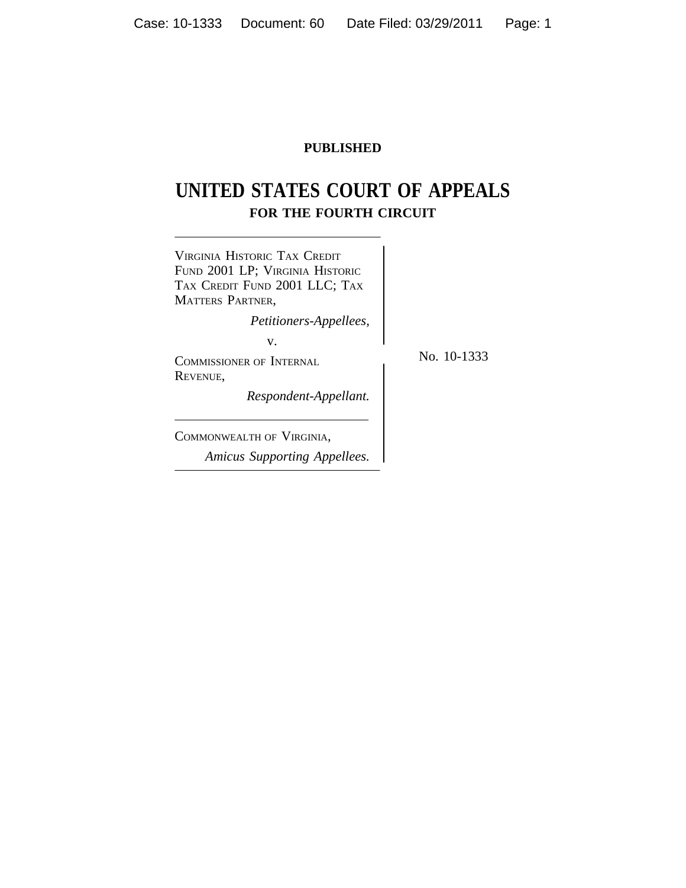**PUBLISHED**

# UNITED STATES COURT OF APPEALS
## FOR THE FOURTH CIRCUIT

VIRGINIA HISTORIC TAX CREDIT FUND 2001 LP; VIRGINIA HISTORIC TAX CREDIT FUND 2001 LLC; TAX MATTERS PARTNER,

*Petitioners-Appellees,*

v.

COMMISSIONER OF INTERNAL REVENUE,

*Respondent-Appellant.*

No. 10-1333

COMMONWEALTH OF VIRGINIA,

*Amicus Supporting Appellees.*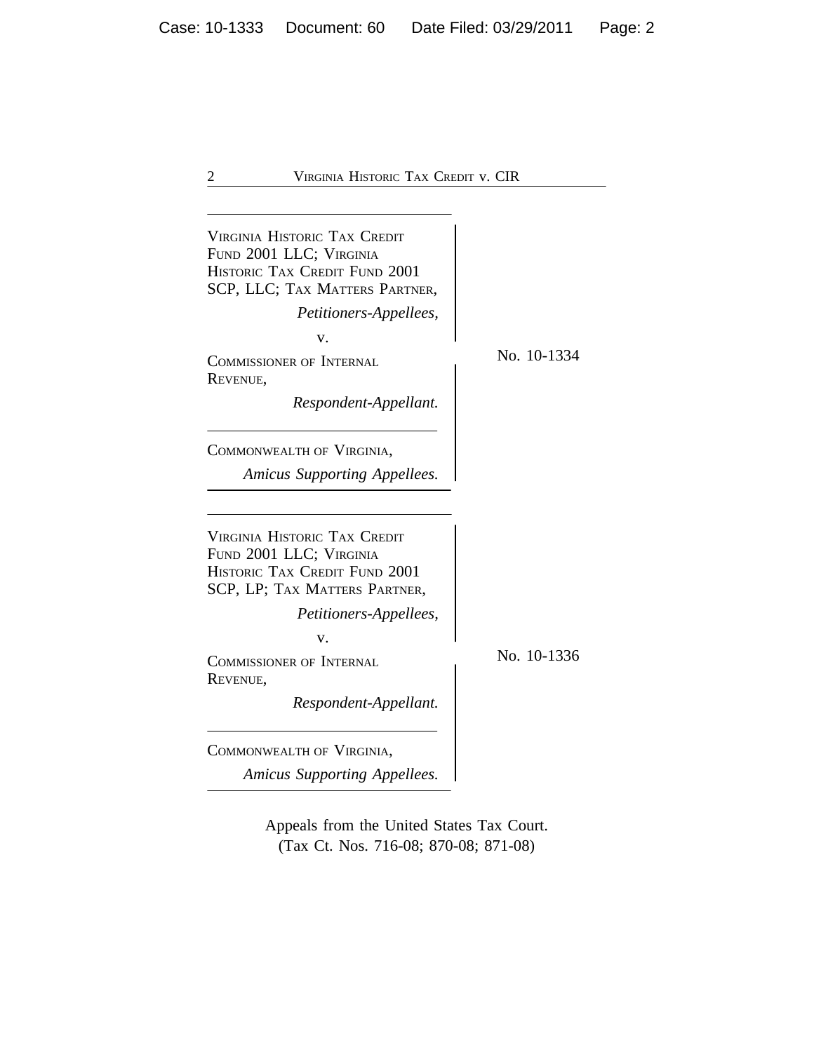VIRGINIA HISTORIC TAX CREDIT FUND 2001 LLC; VIRGINIA HISTORIC TAX CREDIT FUND 2001 SCP, LLC; TAX MATTERS PARTNER,

*Petitioners-Appellees,*

v.

COMMISSIONER OF INTERNAL REVENUE,

*Respondent-Appellant.*

COMMONWEALTH OF VIRGINIA,

*Amicus Supporting Appellees.*

No. 10-1334

---

VIRGINIA HISTORIC TAX CREDIT FUND 2001 LLC; VIRGINIA HISTORIC TAX CREDIT FUND 2001 SCP, LP; TAX MATTERS PARTNER,

*Petitioners-Appellees,*

v.

COMMISSIONER OF INTERNAL REVENUE,

*Respondent-Appellant.*

COMMONWEALTH OF VIRGINIA,

*Amicus Supporting Appellees.*

No. 10-1336

---

Appeals from the United States Tax Court.
(Tax Ct. Nos. 716-08; 870-08; 871-08)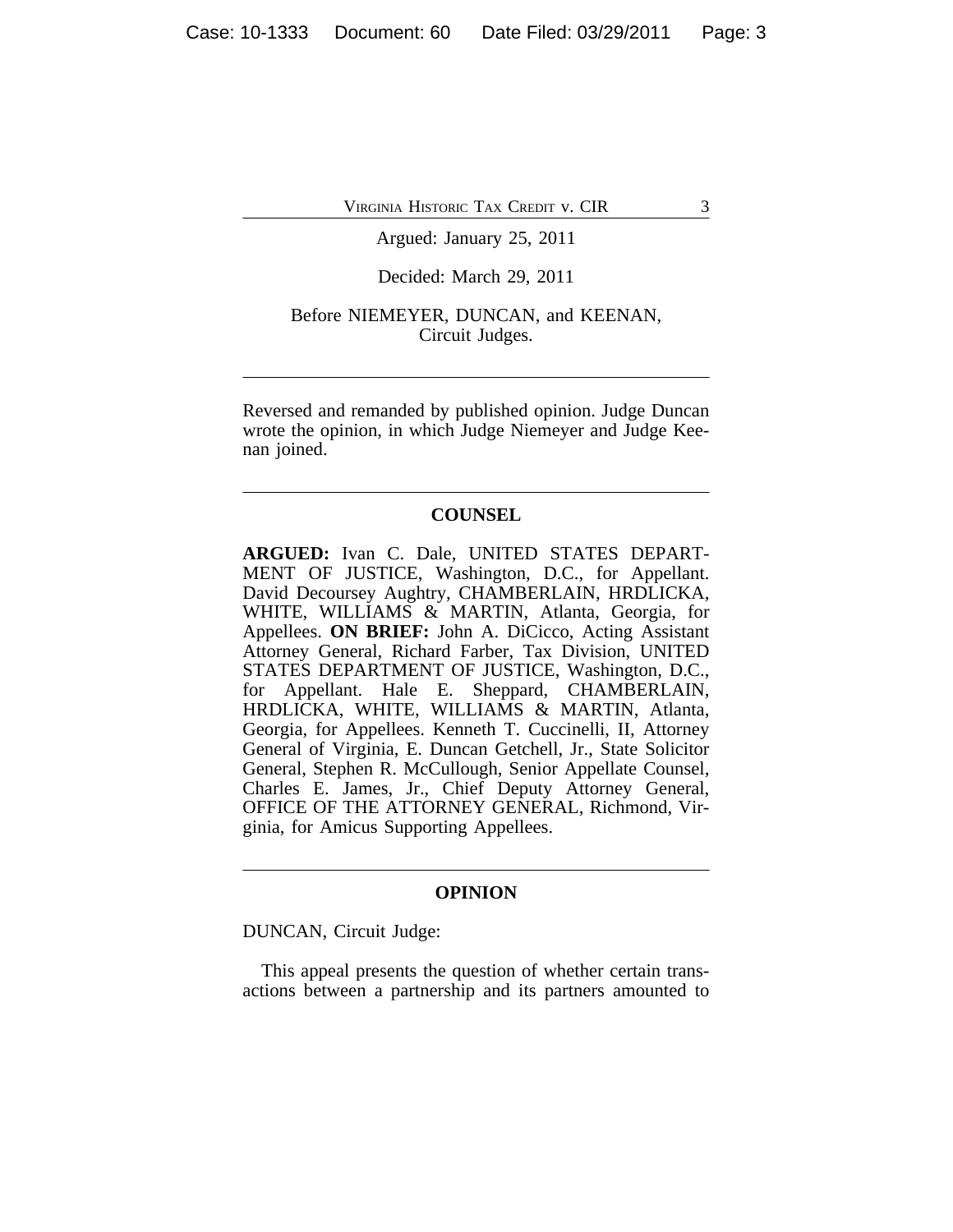Argued: January 25, 2011

Decided: March 29, 2011

Before NIEMEYER, DUNCAN, and KEENAN, Circuit Judges.

---

Reversed and remanded by published opinion. Judge Duncan wrote the opinion, in which Judge Niemeyer and Judge Keenan joined.

---

## COUNSEL

**ARGUED:** Ivan C. Dale, UNITED STATES DEPARTMENT OF JUSTICE, Washington, D.C., for Appellant. David Decoursey Aughtry, CHAMBERLAIN, HRDLICKA, WHITE, WILLIAMS & MARTIN, Atlanta, Georgia, for Appellees. **ON BRIEF:** John A. DiCicco, Acting Assistant Attorney General, Richard Farber, Tax Division, UNITED STATES DEPARTMENT OF JUSTICE, Washington, D.C., for Appellant. Hale E. Sheppard, CHAMBERLAIN, HRDLICKA, WHITE, WILLIAMS & MARTIN, Atlanta, Georgia, for Appellees. Kenneth T. Cuccinelli, II, Attorney General of Virginia, E. Duncan Getchell, Jr., State Solicitor General, Stephen R. McCullough, Senior Appellate Counsel, Charles E. James, Jr., Chief Deputy Attorney General, OFFICE OF THE ATTORNEY GENERAL, Richmond, Virginia, for Amicus Supporting Appellees.

---

## OPINION

DUNCAN, Circuit Judge:

This appeal presents the question of whether certain transactions between a partnership and its partners amounted to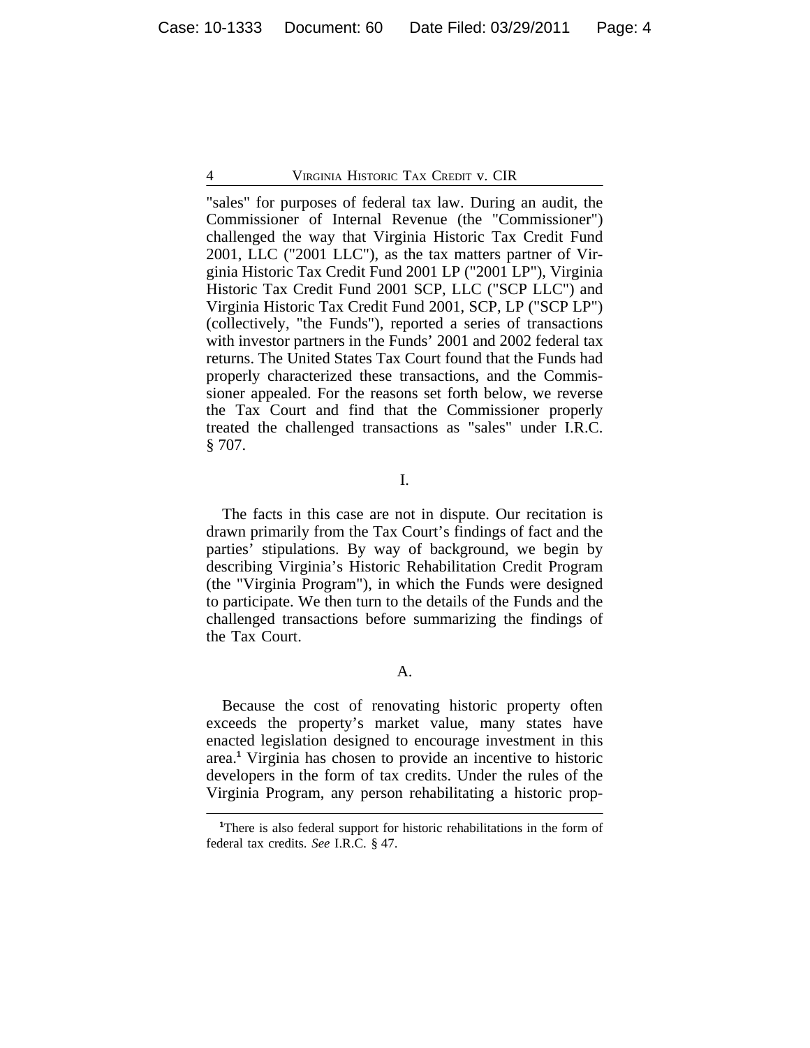"sales" for purposes of federal tax law. During an audit, the Commissioner of Internal Revenue (the "Commissioner") challenged the way that Virginia Historic Tax Credit Fund 2001, LLC ("2001 LLC"), as the tax matters partner of Virginia Historic Tax Credit Fund 2001 LP ("2001 LP"), Virginia Historic Tax Credit Fund 2001 SCP, LLC ("SCP LLC") and Virginia Historic Tax Credit Fund 2001, SCP, LP ("SCP LP") (collectively, "the Funds"), reported a series of transactions with investor partners in the Funds' 2001 and 2002 federal tax returns. The United States Tax Court found that the Funds had properly characterized these transactions, and the Commissioner appealed. For the reasons set forth below, we reverse the Tax Court and find that the Commissioner properly treated the challenged transactions as "sales" under I.R.C. § 707.

## I.

The facts in this case are not in dispute. Our recitation is drawn primarily from the Tax Court's findings of fact and the parties' stipulations. By way of background, we begin by describing Virginia's Historic Rehabilitation Credit Program (the "Virginia Program"), in which the Funds were designed to participate. We then turn to the details of the Funds and the challenged transactions before summarizing the findings of the Tax Court.

### A.

Because the cost of renovating historic property often exceeds the property's market value, many states have enacted legislation designed to encourage investment in this area.[1] Virginia has chosen to provide an incentive to historic developers in the form of tax credits. Under the rules of the Virginia Program, any person rehabilitating a historic prop-

---

[1]There is also federal support for historic rehabilitations in the form of federal tax credits. *See* I.R.C. § 47.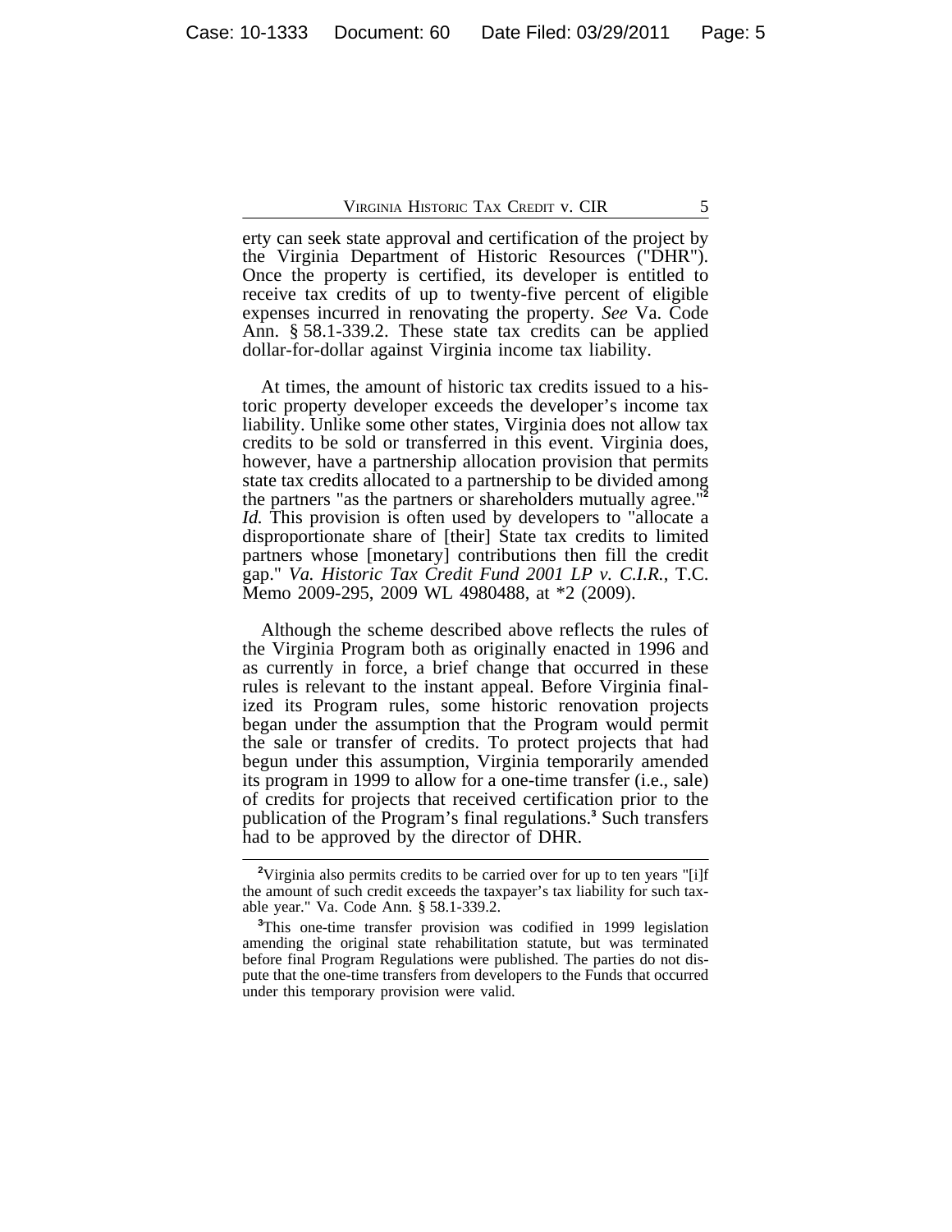erty can seek state approval and certification of the project by the Virginia Department of Historic Resources ("DHR"). Once the property is certified, its developer is entitled to receive tax credits of up to twenty-five percent of eligible expenses incurred in renovating the property. *See* Va. Code Ann. § 58.1-339.2. These state tax credits can be applied dollar-for-dollar against Virginia income tax liability.

At times, the amount of historic tax credits issued to a historic property developer exceeds the developer's income tax liability. Unlike some other states, Virginia does not allow tax credits to be sold or transferred in this event. Virginia does, however, have a partnership allocation provision that permits state tax credits allocated to a partnership to be divided among the partners "as the partners or shareholders mutually agree."[2] *Id.* This provision is often used by developers to "allocate a disproportionate share of [their] State tax credits to limited partners whose [monetary] contributions then fill the credit gap." *Va. Historic Tax Credit Fund 2001 LP v. C.I.R.*, T.C. Memo 2009-295, 2009 WL 4980488, at *2 (2009).

Although the scheme described above reflects the rules of the Virginia Program both as originally enacted in 1996 and as currently in force, a brief change that occurred in these rules is relevant to the instant appeal. Before Virginia finalized its Program rules, some historic renovation projects began under the assumption that the Program would permit the sale or transfer of credits. To protect projects that had begun under this assumption, Virginia temporarily amended its program in 1999 to allow for a one-time transfer (i.e., sale) of credits for projects that received certification prior to the publication of the Program's final regulations.[3] Such transfers had to be approved by the director of DHR.

---

[2]Virginia also permits credits to be carried over for up to ten years "[i]f the amount of such credit exceeds the taxpayer's tax liability for such taxable year." Va. Code Ann. § 58.1-339.2.

[3]This one-time transfer provision was codified in 1999 legislation amending the original state rehabilitation statute, but was terminated before final Program Regulations were published. The parties do not dispute that the one-time transfers from developers to the Funds that occurred under this temporary provision were valid.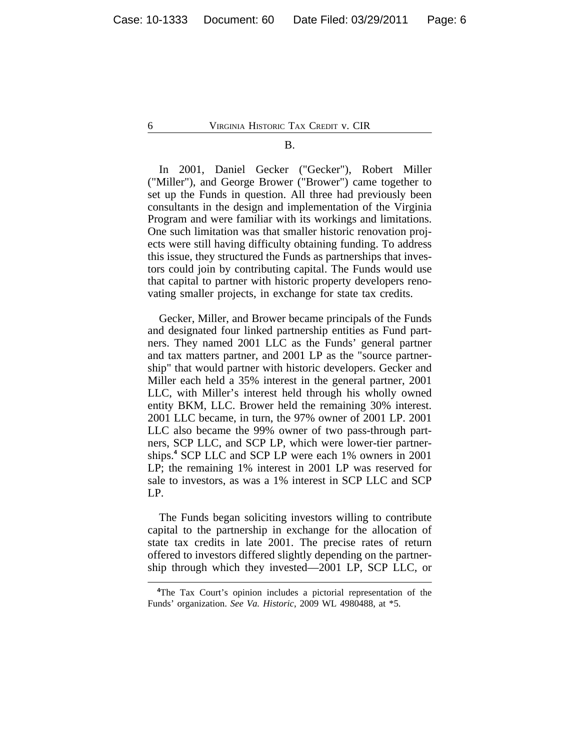## B.

In 2001, Daniel Gecker ("Gecker"), Robert Miller ("Miller"), and George Brower ("Brower") came together to set up the Funds in question. All three had previously been consultants in the design and implementation of the Virginia Program and were familiar with its workings and limitations. One such limitation was that smaller historic renovation projects were still having difficulty obtaining funding. To address this issue, they structured the Funds as partnerships that investors could join by contributing capital. The Funds would use that capital to partner with historic property developers renovating smaller projects, in exchange for state tax credits.

Gecker, Miller, and Brower became principals of the Funds and designated four linked partnership entities as Fund partners. They named 2001 LLC as the Funds' general partner and tax matters partner, and 2001 LP as the "source partnership" that would partner with historic developers. Gecker and Miller each held a 35% interest in the general partner, 2001 LLC, with Miller's interest held through his wholly owned entity BKM, LLC. Brower held the remaining 30% interest. 2001 LLC became, in turn, the 97% owner of 2001 LP. 2001 LLC also became the 99% owner of two pass-through partners, SCP LLC, and SCP LP, which were lower-tier partnerships.[4] SCP LLC and SCP LP were each 1% owners in 2001 LP; the remaining 1% interest in 2001 LP was reserved for sale to investors, as was a 1% interest in SCP LLC and SCP LP.

The Funds began soliciting investors willing to contribute capital to the partnership in exchange for the allocation of state tax credits in late 2001. The precise rates of return offered to investors differed slightly depending on the partnership through which they invested—2001 LP, SCP LLC, or

---

[4]The Tax Court's opinion includes a pictorial representation of the Funds' organization. *See Va. Historic*, 2009 WL 4980488, at *5.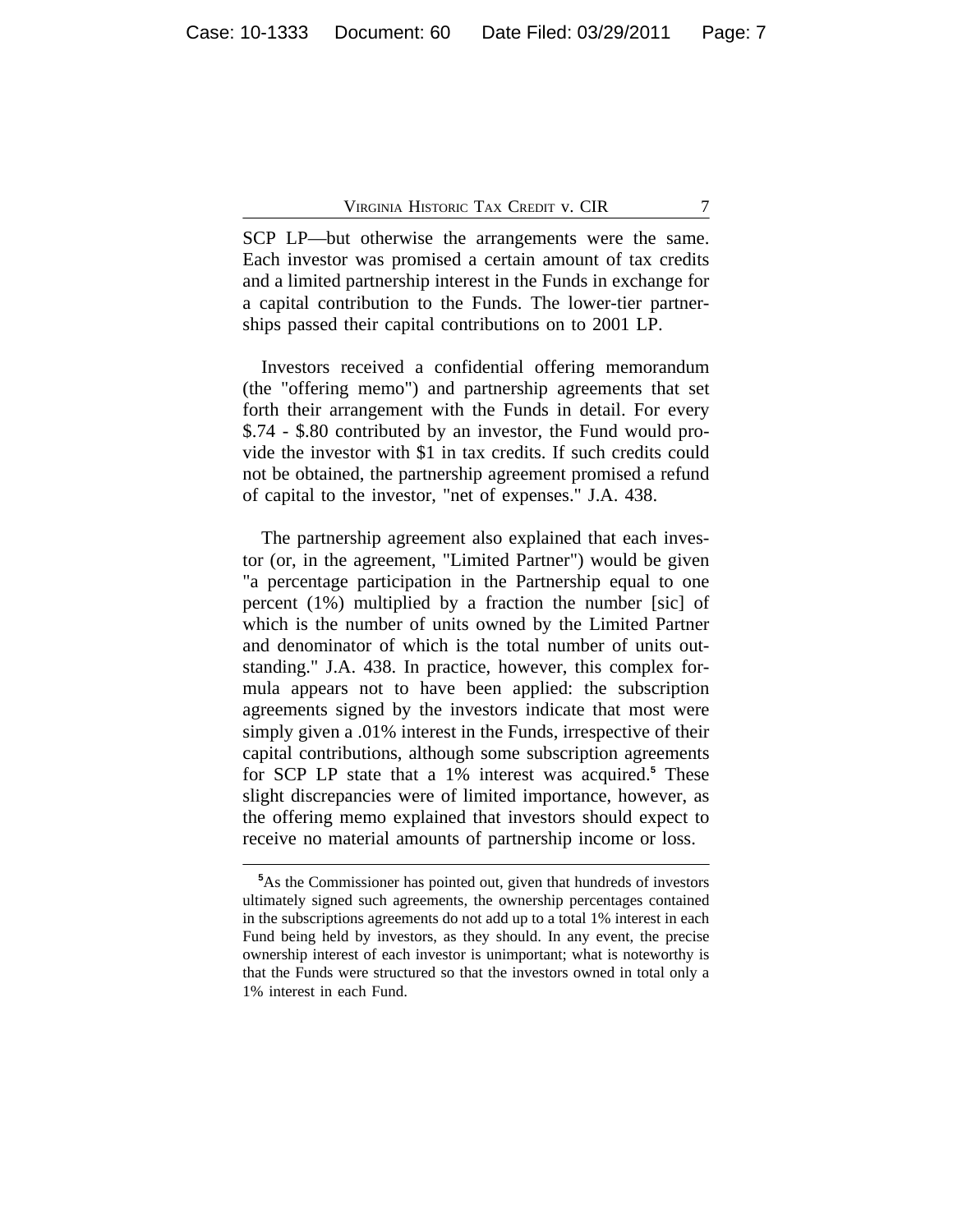SCP LP—but otherwise the arrangements were the same. Each investor was promised a certain amount of tax credits and a limited partnership interest in the Funds in exchange for a capital contribution to the Funds. The lower-tier partnerships passed their capital contributions on to 2001 LP.

Investors received a confidential offering memorandum (the "offering memo") and partnership agreements that set forth their arrangement with the Funds in detail. For every $.74 - $.80 contributed by an investor, the Fund would provide the investor with $1 in tax credits. If such credits could not be obtained, the partnership agreement promised a refund of capital to the investor, "net of expenses." J.A. 438.

The partnership agreement also explained that each investor (or, in the agreement, "Limited Partner") would be given "a percentage participation in the Partnership equal to one percent (1%) multiplied by a fraction the number [sic] of which is the number of units owned by the Limited Partner and denominator of which is the total number of units outstanding." J.A. 438. In practice, however, this complex formula appears not to have been applied: the subscription agreements signed by the investors indicate that most were simply given a .01% interest in the Funds, irrespective of their capital contributions, although some subscription agreements for SCP LP state that a 1% interest was acquired.[5] These slight discrepancies were of limited importance, however, as the offering memo explained that investors should expect to receive no material amounts of partnership income or loss.

---

[5]As the Commissioner has pointed out, given that hundreds of investors ultimately signed such agreements, the ownership percentages contained in the subscriptions agreements do not add up to a total 1% interest in each Fund being held by investors, as they should. In any event, the precise ownership interest of each investor is unimportant; what is noteworthy is that the Funds were structured so that the investors owned in total only a 1% interest in each Fund.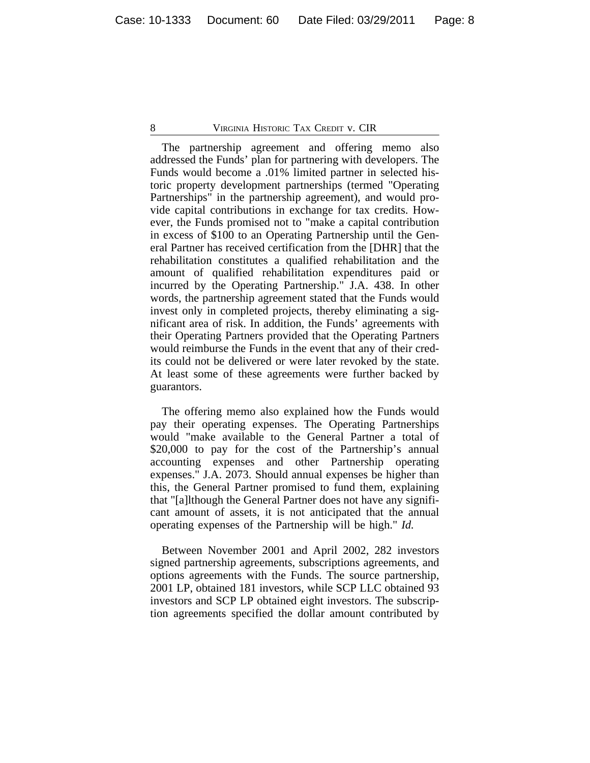The partnership agreement and offering memo also addressed the Funds' plan for partnering with developers. The Funds would become a .01% limited partner in selected historic property development partnerships (termed "Operating Partnerships" in the partnership agreement), and would provide capital contributions in exchange for tax credits. However, the Funds promised not to "make a capital contribution in excess of $100 to an Operating Partnership until the General Partner has received certification from the [DHR] that the rehabilitation constitutes a qualified rehabilitation and the amount of qualified rehabilitation expenditures paid or incurred by the Operating Partnership." J.A. 438. In other words, the partnership agreement stated that the Funds would invest only in completed projects, thereby eliminating a significant area of risk. In addition, the Funds' agreements with their Operating Partners provided that the Operating Partners would reimburse the Funds in the event that any of their credits could not be delivered or were later revoked by the state. At least some of these agreements were further backed by guarantors.

The offering memo also explained how the Funds would pay their operating expenses. The Operating Partnerships would "make available to the General Partner a total of $20,000 to pay for the cost of the Partnership's annual accounting expenses and other Partnership operating expenses." J.A. 2073. Should annual expenses be higher than this, the General Partner promised to fund them, explaining that "[a]lthough the General Partner does not have any significant amount of assets, it is not anticipated that the annual operating expenses of the Partnership will be high." *Id.*

Between November 2001 and April 2002, 282 investors signed partnership agreements, subscriptions agreements, and options agreements with the Funds. The source partnership, 2001 LP, obtained 181 investors, while SCP LLC obtained 93 investors and SCP LP obtained eight investors. The subscription agreements specified the dollar amount contributed by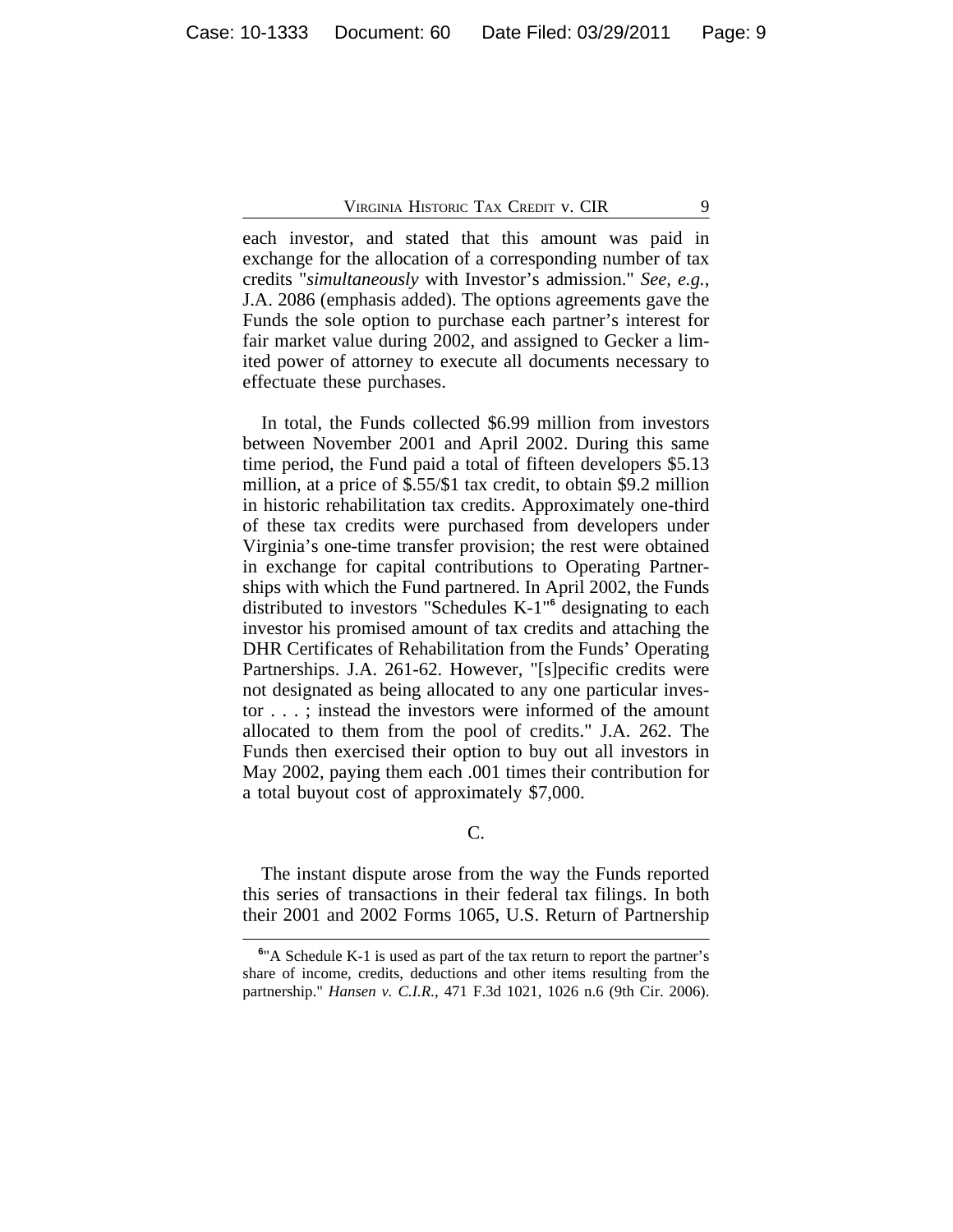each investor, and stated that this amount was paid in exchange for the allocation of a corresponding number of tax credits "*simultaneously* with Investor's admission." *See, e.g.*, J.A. 2086 (emphasis added). The options agreements gave the Funds the sole option to purchase each partner's interest for fair market value during 2002, and assigned to Gecker a limited power of attorney to execute all documents necessary to effectuate these purchases.

In total, the Funds collected $6.99 million from investors between November 2001 and April 2002. During this same time period, the Fund paid a total of fifteen developers $5.13 million, at a price of $.55/$1 tax credit, to obtain $9.2 million in historic rehabilitation tax credits. Approximately one-third of these tax credits were purchased from developers under Virginia's one-time transfer provision; the rest were obtained in exchange for capital contributions to Operating Partnerships with which the Fund partnered. In April 2002, the Funds distributed to investors "Schedules K-1"[6] designating to each investor his promised amount of tax credits and attaching the DHR Certificates of Rehabilitation from the Funds' Operating Partnerships. J.A. 261-62. However, "[s]pecific credits were not designated as being allocated to any one particular investor . . . ; instead the investors were informed of the amount allocated to them from the pool of credits." J.A. 262. The Funds then exercised their option to buy out all investors in May 2002, paying them each .001 times their contribution for a total buyout cost of approximately $7,000.

C.

The instant dispute arose from the way the Funds reported this series of transactions in their federal tax filings. In both their 2001 and 2002 Forms 1065, U.S. Return of Partnership

[6]"A Schedule K-1 is used as part of the tax return to report the partner's share of income, credits, deductions and other items resulting from the partnership." *Hansen v. C.I.R.*, 471 F.3d 1021, 1026 n.6 (9th Cir. 2006).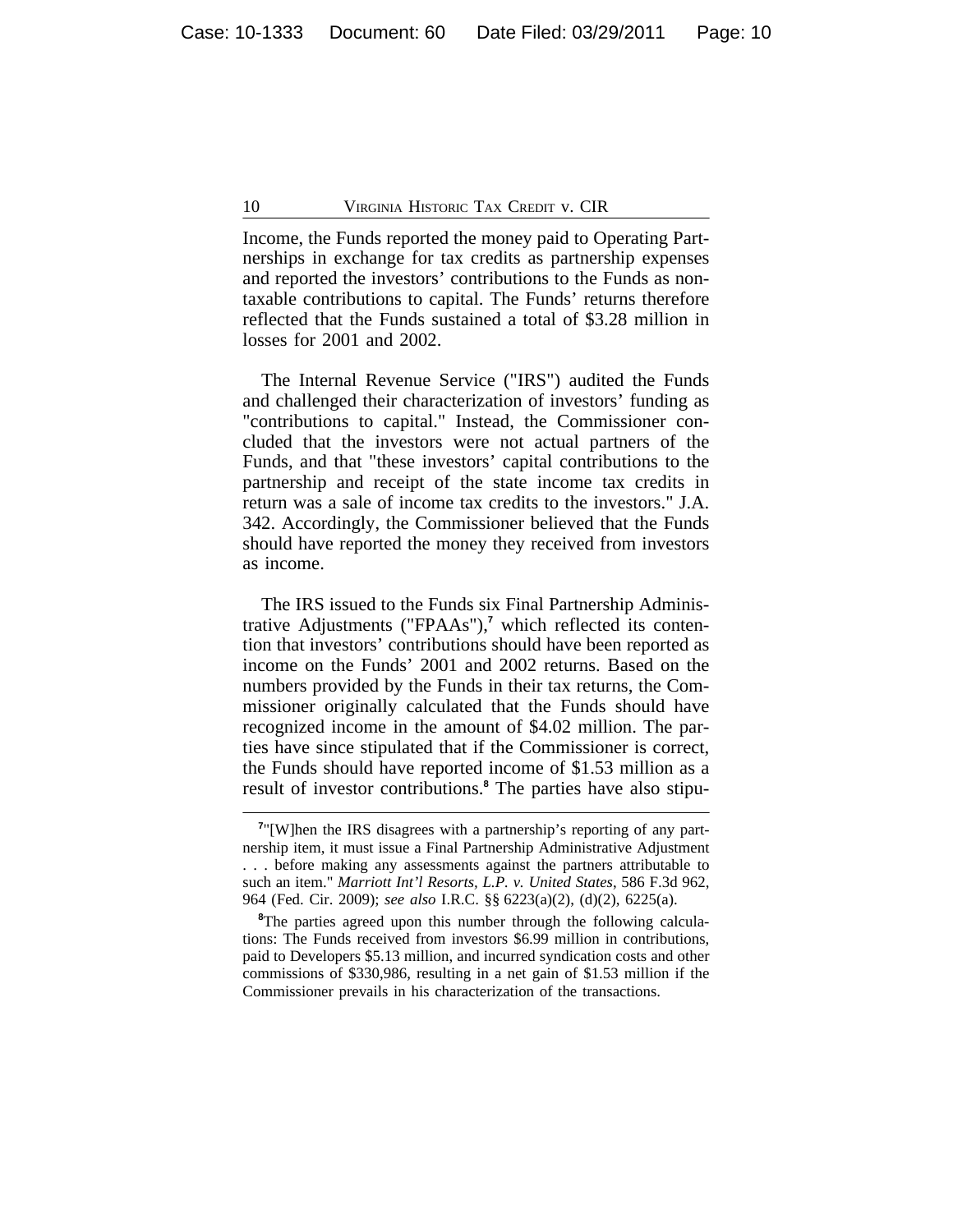Income, the Funds reported the money paid to Operating Partnerships in exchange for tax credits as partnership expenses and reported the investors' contributions to the Funds as nontaxable contributions to capital. The Funds' returns therefore reflected that the Funds sustained a total of $3.28 million in losses for 2001 and 2002.

The Internal Revenue Service ("IRS") audited the Funds and challenged their characterization of investors' funding as "contributions to capital." Instead, the Commissioner concluded that the investors were not actual partners of the Funds, and that "these investors' capital contributions to the partnership and receipt of the state income tax credits in return was a sale of income tax credits to the investors." J.A. 342. Accordingly, the Commissioner believed that the Funds should have reported the money they received from investors as income.

The IRS issued to the Funds six Final Partnership Administrative Adjustments ("FPAAs"),[7] which reflected its contention that investors' contributions should have been reported as income on the Funds' 2001 and 2002 returns. Based on the numbers provided by the Funds in their tax returns, the Commissioner originally calculated that the Funds should have recognized income in the amount of $4.02 million. The parties have since stipulated that if the Commissioner is correct, the Funds should have reported income of $1.53 million as a result of investor contributions.[8] The parties have also stipu-

[7]"[W]hen the IRS disagrees with a partnership's reporting of any partnership item, it must issue a Final Partnership Administrative Adjustment . . . before making any assessments against the partners attributable to such an item." *Marriott Int'l Resorts, L.P. v. United States*, 586 F.3d 962, 964 (Fed. Cir. 2009); *see also* I.R.C. §§ 6223(a)(2), (d)(2), 6225(a).

[8]The parties agreed upon this number through the following calculations: The Funds received from investors $6.99 million in contributions, paid to Developers $5.13 million, and incurred syndication costs and other commissions of $330,986, resulting in a net gain of $1.53 million if the Commissioner prevails in his characterization of the transactions.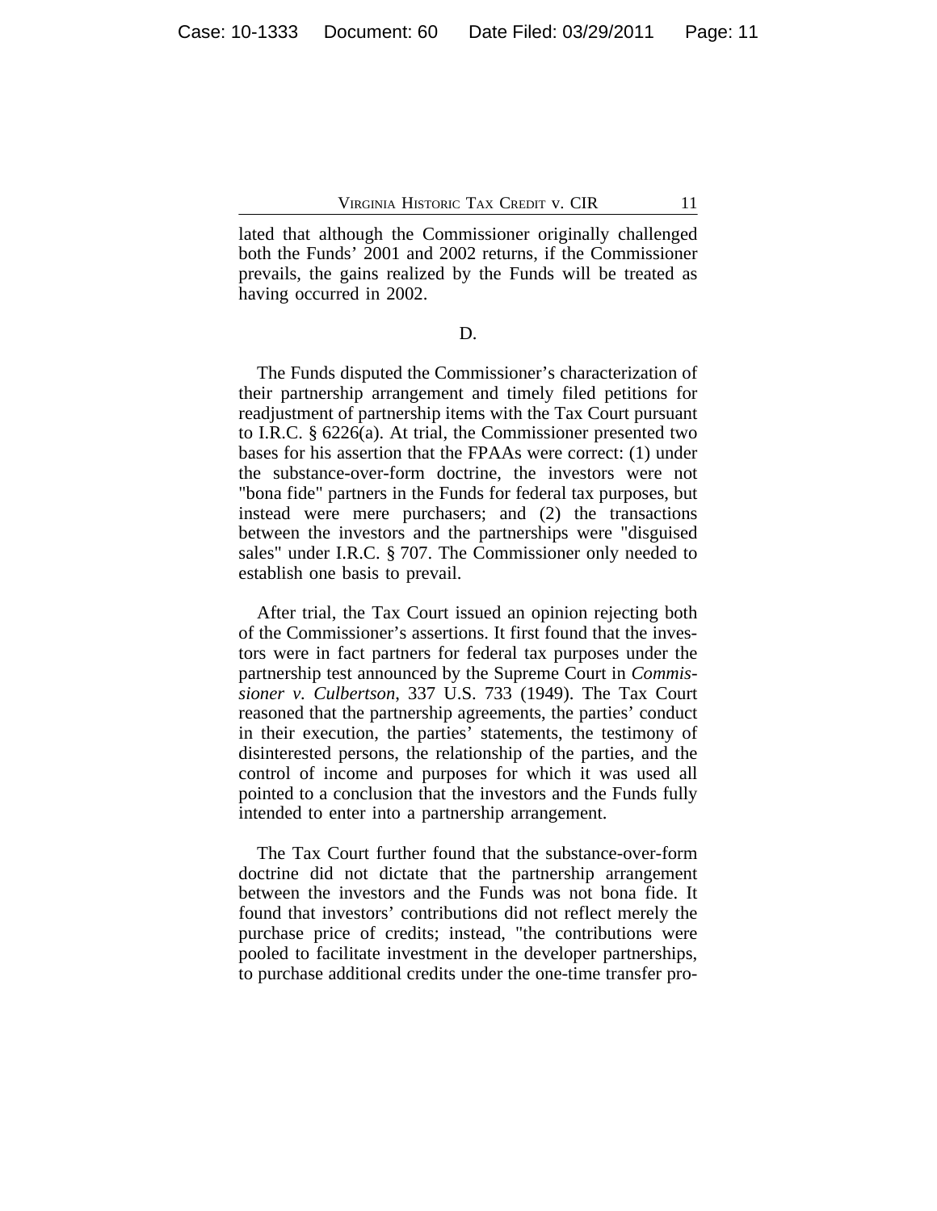lated that although the Commissioner originally challenged both the Funds' 2001 and 2002 returns, if the Commissioner prevails, the gains realized by the Funds will be treated as having occurred in 2002.

D.

The Funds disputed the Commissioner's characterization of their partnership arrangement and timely filed petitions for readjustment of partnership items with the Tax Court pursuant to I.R.C. § 6226(a). At trial, the Commissioner presented two bases for his assertion that the FPAAs were correct: (1) under the substance-over-form doctrine, the investors were not "bona fide" partners in the Funds for federal tax purposes, but instead were mere purchasers; and (2) the transactions between the investors and the partnerships were "disguised sales" under I.R.C. § 707. The Commissioner only needed to establish one basis to prevail.

After trial, the Tax Court issued an opinion rejecting both of the Commissioner's assertions. It first found that the investors were in fact partners for federal tax purposes under the partnership test announced by the Supreme Court in *Commissioner v. Culbertson*, 337 U.S. 733 (1949). The Tax Court reasoned that the partnership agreements, the parties' conduct in their execution, the parties' statements, the testimony of disinterested persons, the relationship of the parties, and the control of income and purposes for which it was used all pointed to a conclusion that the investors and the Funds fully intended to enter into a partnership arrangement.

The Tax Court further found that the substance-over-form doctrine did not dictate that the partnership arrangement between the investors and the Funds was not bona fide. It found that investors' contributions did not reflect merely the purchase price of credits; instead, "the contributions were pooled to facilitate investment in the developer partnerships, to purchase additional credits under the one-time transfer pro-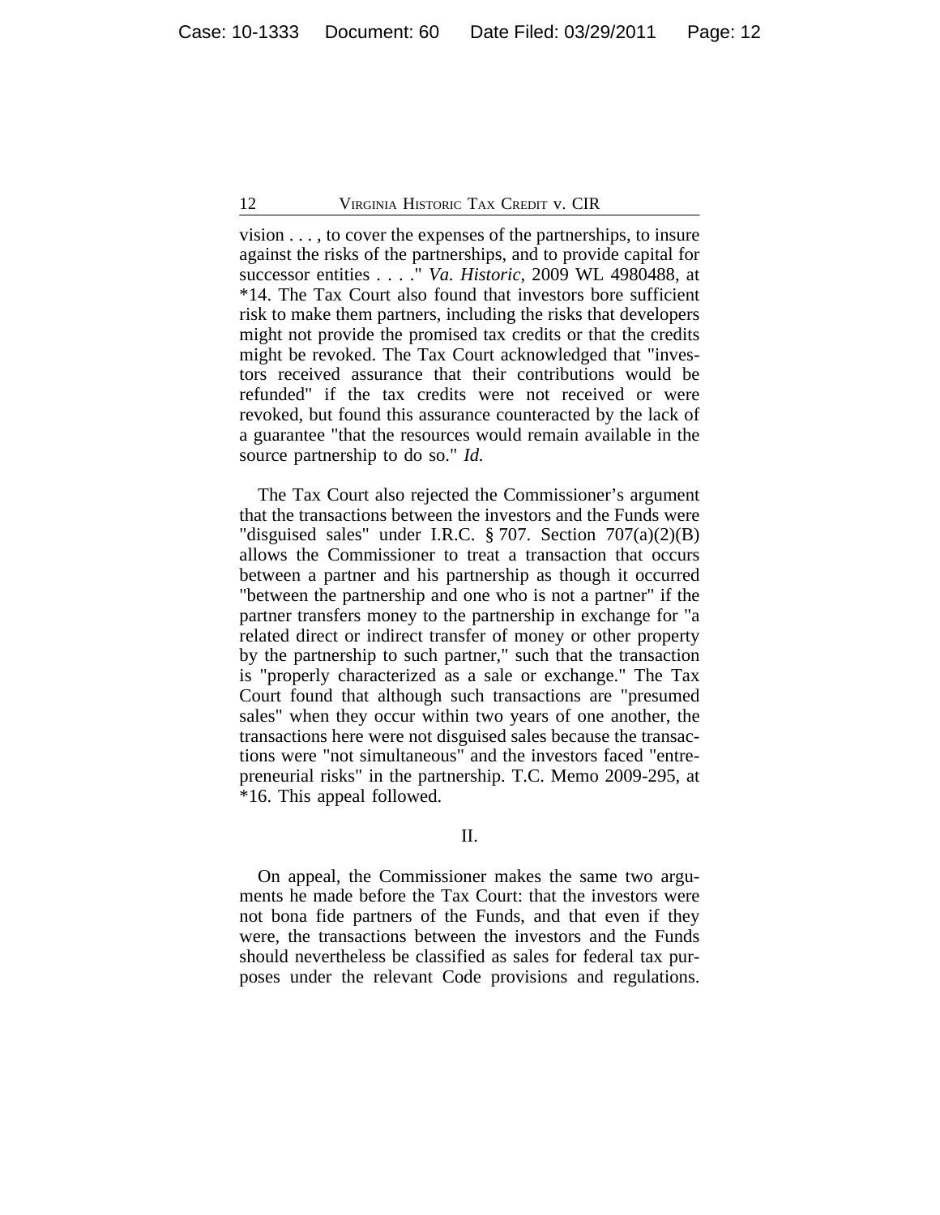vision . . . , to cover the expenses of the partnerships, to insure against the risks of the partnerships, and to provide capital for successor entities . . . ." *Va. Historic*, 2009 WL 4980488, at *14. The Tax Court also found that investors bore sufficient risk to make them partners, including the risks that developers might not provide the promised tax credits or that the credits might be revoked. The Tax Court acknowledged that "investors received assurance that their contributions would be refunded" if the tax credits were not received or were revoked, but found this assurance counteracted by the lack of a guarantee "that the resources would remain available in the source partnership to do so." *Id.*

The Tax Court also rejected the Commissioner's argument that the transactions between the investors and the Funds were "disguised sales" under I.R.C. § 707. Section 707(a)(2)(B) allows the Commissioner to treat a transaction that occurs between a partner and his partnership as though it occurred "between the partnership and one who is not a partner" if the partner transfers money to the partnership in exchange for "a related direct or indirect transfer of money or other property by the partnership to such partner," such that the transaction is "properly characterized as a sale or exchange." The Tax Court found that although such transactions are "presumed sales" when they occur within two years of one another, the transactions here were not disguised sales because the transactions were "not simultaneous" and the investors faced "entrepreneurial risks" in the partnership. T.C. Memo 2009-295, at *16. This appeal followed.

## II.

On appeal, the Commissioner makes the same two arguments he made before the Tax Court: that the investors were not bona fide partners of the Funds, and that even if they were, the transactions between the investors and the Funds should nevertheless be classified as sales for federal tax purposes under the relevant Code provisions and regulations.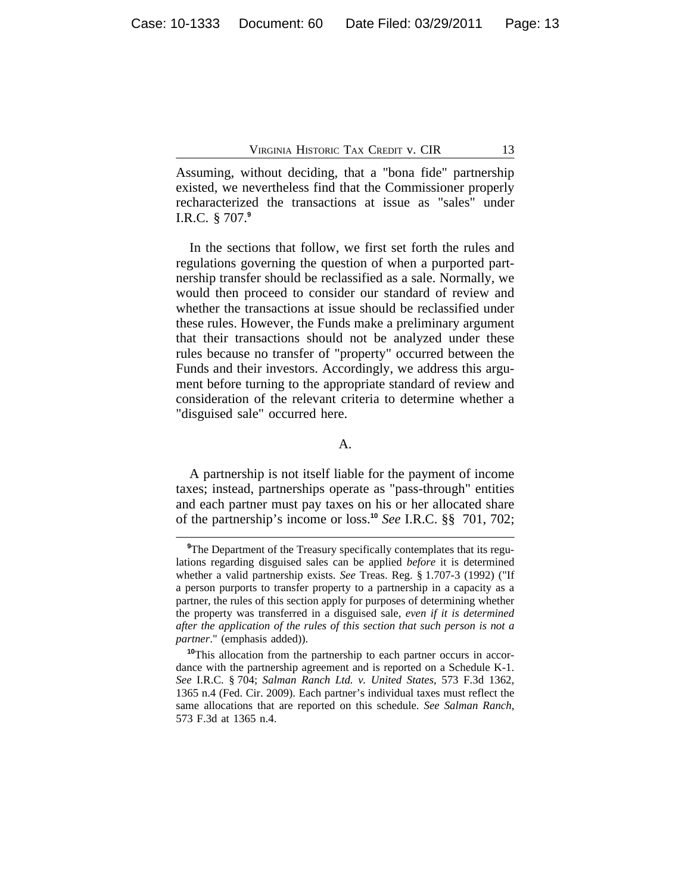Assuming, without deciding, that a "bona fide" partnership existed, we nevertheless find that the Commissioner properly recharacterized the transactions at issue as "sales" under I.R.C. § 707.[9]

In the sections that follow, we first set forth the rules and regulations governing the question of when a purported partnership transfer should be reclassified as a sale. Normally, we would then proceed to consider our standard of review and whether the transactions at issue should be reclassified under these rules. However, the Funds make a preliminary argument that their transactions should not be analyzed under these rules because no transfer of "property" occurred between the Funds and their investors. Accordingly, we address this argument before turning to the appropriate standard of review and consideration of the relevant criteria to determine whether a "disguised sale" occurred here.

### A.

A partnership is not itself liable for the payment of income taxes; instead, partnerships operate as "pass-through" entities and each partner must pay taxes on his or her allocated share of the partnership's income or loss.[10] *See* I.R.C. §§ 701, 702;

---

[9]The Department of the Treasury specifically contemplates that its regulations regarding disguised sales can be applied *before* it is determined whether a valid partnership exists. *See* Treas. Reg. § 1.707-3 (1992) ("If a person purports to transfer property to a partnership in a capacity as a partner, the rules of this section apply for purposes of determining whether the property was transferred in a disguised sale, *even if it is determined after the application of the rules of this section that such person is not a partner*." (emphasis added)).

[10]This allocation from the partnership to each partner occurs in accordance with the partnership agreement and is reported on a Schedule K-1. *See* I.R.C. § 704; *Salman Ranch Ltd. v. United States*, 573 F.3d 1362, 1365 n.4 (Fed. Cir. 2009). Each partner's individual taxes must reflect the same allocations that are reported on this schedule. *See Salman Ranch*, 573 F.3d at 1365 n.4.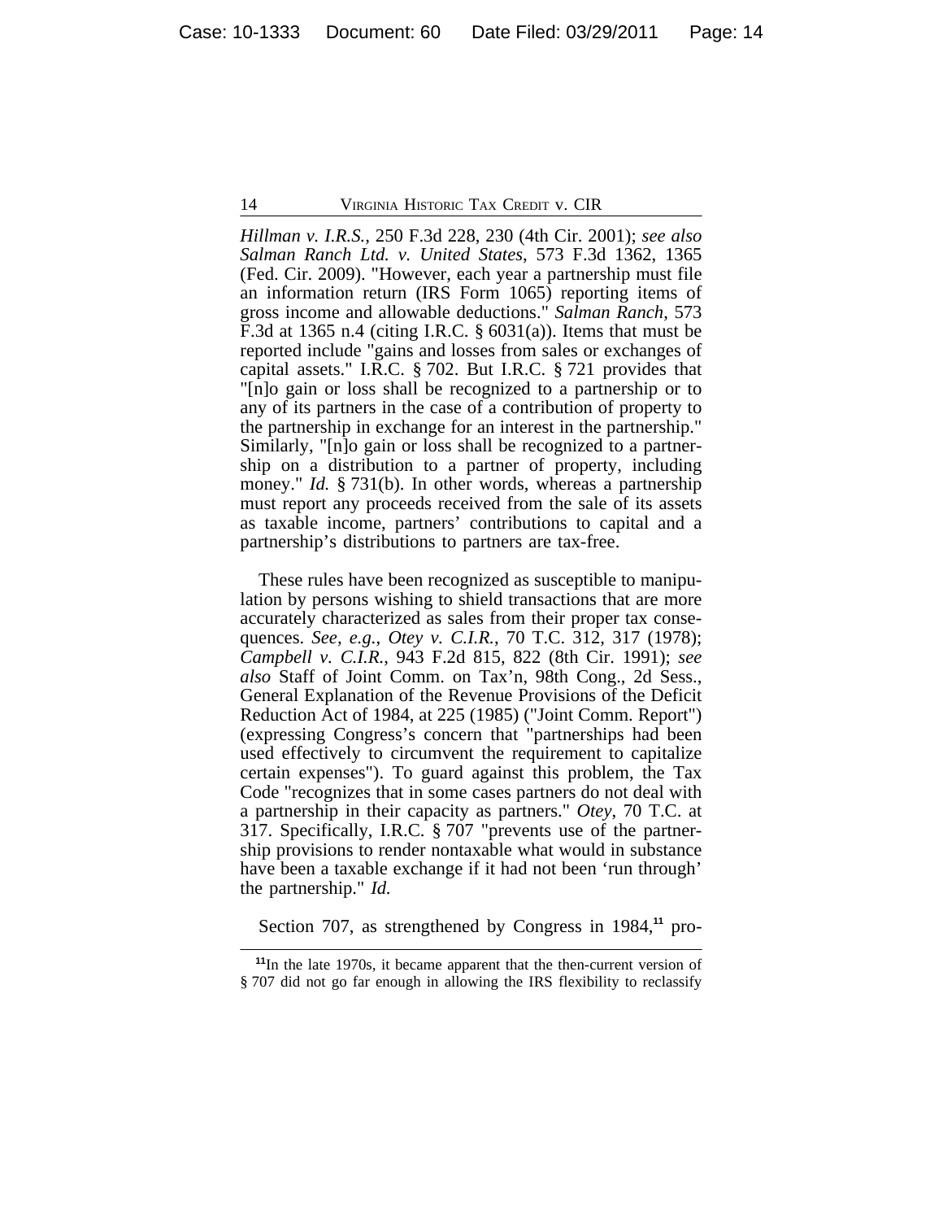*Hillman v. I.R.S.*, 250 F.3d 228, 230 (4th Cir. 2001); *see also Salman Ranch Ltd. v. United States*, 573 F.3d 1362, 1365 (Fed. Cir. 2009). "However, each year a partnership must file an information return (IRS Form 1065) reporting items of gross income and allowable deductions." *Salman Ranch*, 573 F.3d at 1365 n.4 (citing I.R.C. § 6031(a)). Items that must be reported include "gains and losses from sales or exchanges of capital assets." I.R.C. § 702. But I.R.C. § 721 provides that "[n]o gain or loss shall be recognized to a partnership or to any of its partners in the case of a contribution of property to the partnership in exchange for an interest in the partnership." Similarly, "[n]o gain or loss shall be recognized to a partnership on a distribution to a partner of property, including money." *Id.* § 731(b). In other words, whereas a partnership must report any proceeds received from the sale of its assets as taxable income, partners' contributions to capital and a partnership's distributions to partners are tax-free.

These rules have been recognized as susceptible to manipulation by persons wishing to shield transactions that are more accurately characterized as sales from their proper tax consequences. *See, e.g.*, *Otey v. C.I.R.*, 70 T.C. 312, 317 (1978); *Campbell v. C.I.R.*, 943 F.2d 815, 822 (8th Cir. 1991); *see also* Staff of Joint Comm. on Tax'n, 98th Cong., 2d Sess., General Explanation of the Revenue Provisions of the Deficit Reduction Act of 1984, at 225 (1985) ("Joint Comm. Report") (expressing Congress's concern that "partnerships had been used effectively to circumvent the requirement to capitalize certain expenses"). To guard against this problem, the Tax Code "recognizes that in some cases partners do not deal with a partnership in their capacity as partners." *Otey*, 70 T.C. at 317. Specifically, I.R.C. § 707 "prevents use of the partnership provisions to render nontaxable what would in substance have been a taxable exchange if it had not been 'run through' the partnership." *Id.*

Section 707, as strengthened by Congress in 1984,[11] pro-

[11] In the late 1970s, it became apparent that the then-current version of § 707 did not go far enough in allowing the IRS flexibility to reclassify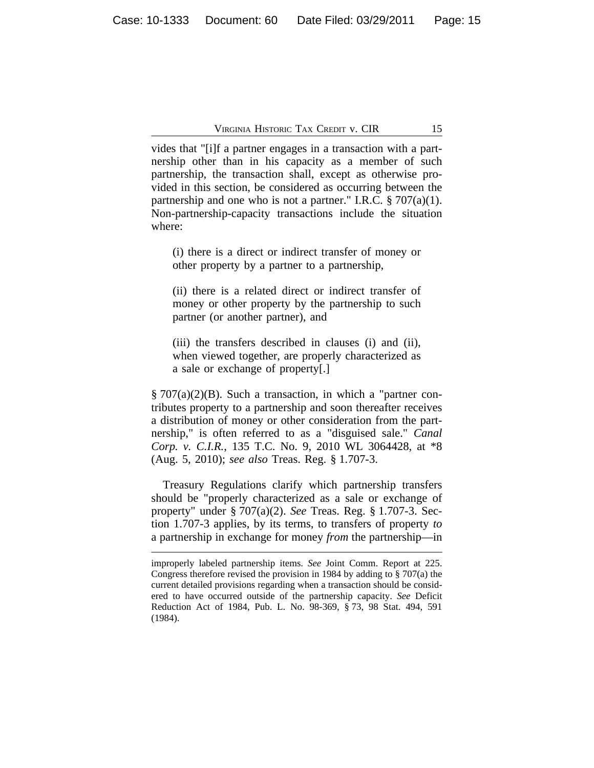vides that "[i]f a partner engages in a transaction with a partnership other than in his capacity as a member of such partnership, the transaction shall, except as otherwise provided in this section, be considered as occurring between the partnership and one who is not a partner." I.R.C. § 707(a)(1). Non-partnership-capacity transactions include the situation where:

> (i) there is a direct or indirect transfer of money or other property by a partner to a partnership,
>
> (ii) there is a related direct or indirect transfer of money or other property by the partnership to such partner (or another partner), and
>
> (iii) the transfers described in clauses (i) and (ii), when viewed together, are properly characterized as a sale or exchange of property[.]

§ 707(a)(2)(B). Such a transaction, in which a "partner contributes property to a partnership and soon thereafter receives a distribution of money or other consideration from the partnership," is often referred to as a "disguised sale." *Canal Corp. v. C.I.R.*, 135 T.C. No. 9, 2010 WL 3064428, at *8 (Aug. 5, 2010); *see also* Treas. Reg. § 1.707-3.

Treasury Regulations clarify which partnership transfers should be "properly characterized as a sale or exchange of property" under § 707(a)(2). *See* Treas. Reg. § 1.707-3. Section 1.707-3 applies, by its terms, to transfers of property *to* a partnership in exchange for money *from* the partnership—in

---

improperly labeled partnership items. *See* Joint Comm. Report at 225. Congress therefore revised the provision in 1984 by adding to § 707(a) the current detailed provisions regarding when a transaction should be considered to have occurred outside of the partnership capacity. *See* Deficit Reduction Act of 1984, Pub. L. No. 98-369, § 73, 98 Stat. 494, 591 (1984).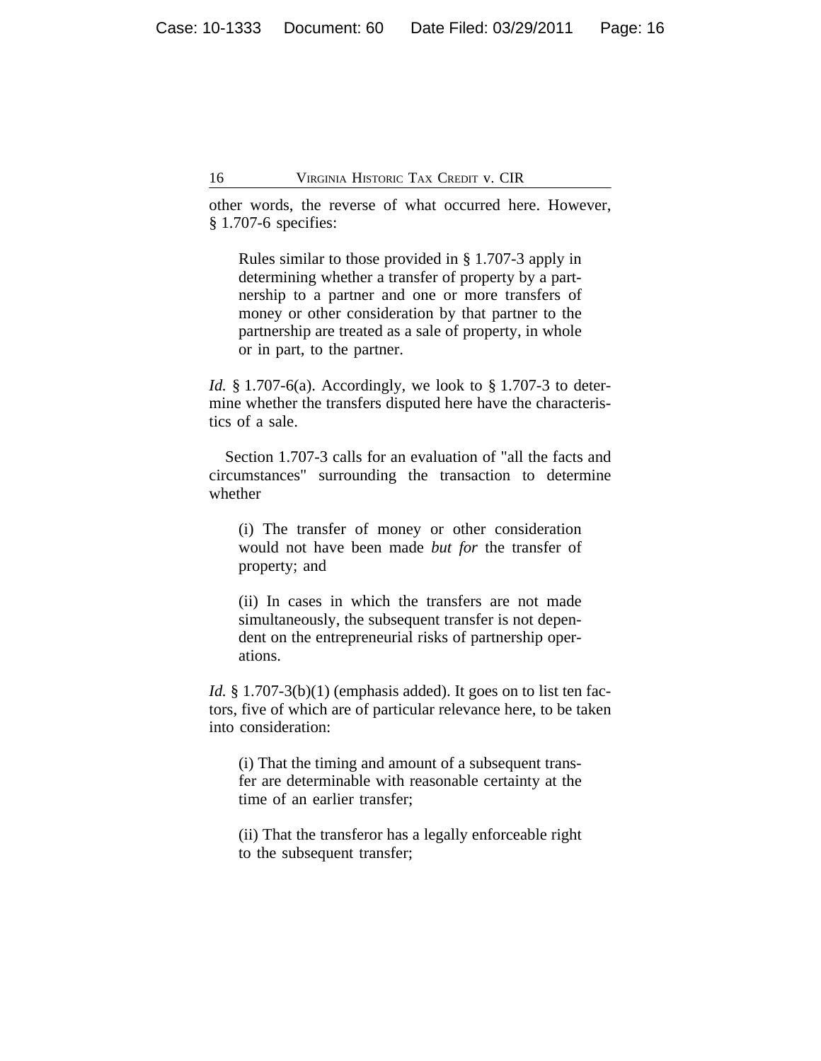other words, the reverse of what occurred here. However, § 1.707-6 specifies:

> Rules similar to those provided in § 1.707-3 apply in determining whether a transfer of property by a partnership to a partner and one or more transfers of money or other consideration by that partner to the partnership are treated as a sale of property, in whole or in part, to the partner.

*Id.* § 1.707-6(a). Accordingly, we look to § 1.707-3 to determine whether the transfers disputed here have the characteristics of a sale.

Section 1.707-3 calls for an evaluation of "all the facts and circumstances" surrounding the transaction to determine whether

> (i) The transfer of money or other consideration would not have been made *but for* the transfer of property; and
>
> (ii) In cases in which the transfers are not made simultaneously, the subsequent transfer is not dependent on the entrepreneurial risks of partnership operations.

*Id.* § 1.707-3(b)(1) (emphasis added). It goes on to list ten factors, five of which are of particular relevance here, to be taken into consideration:

> (i) That the timing and amount of a subsequent transfer are determinable with reasonable certainty at the time of an earlier transfer;
>
> (ii) That the transferor has a legally enforceable right to the subsequent transfer;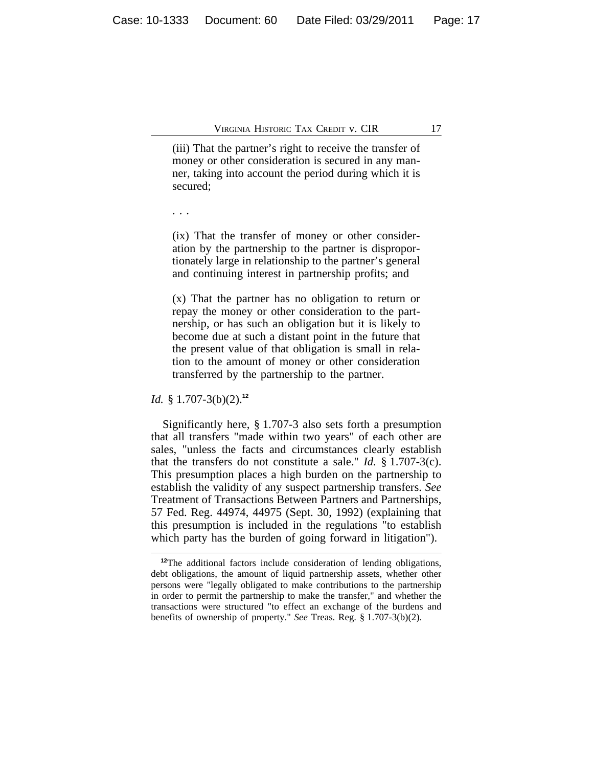> (iii) That the partner's right to receive the transfer of money or other consideration is secured in any manner, taking into account the period during which it is secured;
>
> . . .
>
> (ix) That the transfer of money or other consideration by the partnership to the partner is disproportionately large in relationship to the partner's general and continuing interest in partnership profits; and
>
> (x) That the partner has no obligation to return or repay the money or other consideration to the partnership, or has such an obligation but it is likely to become due at such a distant point in the future that the present value of that obligation is small in relation to the amount of money or other consideration transferred by the partnership to the partner.

*Id.* § 1.707-3(b)(2).[12]

Significantly here, § 1.707-3 also sets forth a presumption that all transfers "made within two years" of each other are sales, "unless the facts and circumstances clearly establish that the transfers do not constitute a sale." *Id.* § 1.707-3(c). This presumption places a high burden on the partnership to establish the validity of any suspect partnership transfers. *See* Treatment of Transactions Between Partners and Partnerships, 57 Fed. Reg. 44974, 44975 (Sept. 30, 1992) (explaining that this presumption is included in the regulations "to establish which party has the burden of going forward in litigation").

---

[12] The additional factors include consideration of lending obligations, debt obligations, the amount of liquid partnership assets, whether other persons were "legally obligated to make contributions to the partnership in order to permit the partnership to make the transfer," and whether the transactions were structured "to effect an exchange of the burdens and benefits of ownership of property." *See* Treas. Reg. § 1.707-3(b)(2).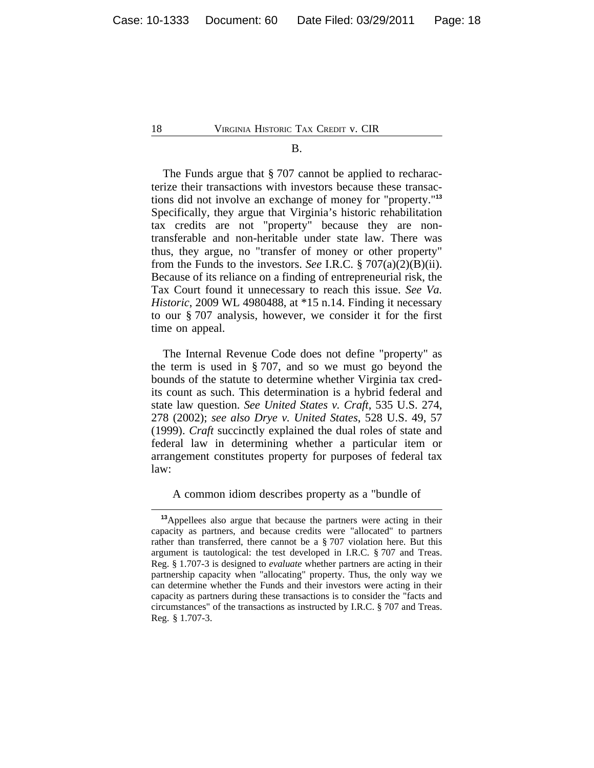B.

The Funds argue that § 707 cannot be applied to recharacterize their transactions with investors because these transactions did not involve an exchange of money for "property."[13] Specifically, they argue that Virginia's historic rehabilitation tax credits are not "property" because they are non-transferable and non-heritable under state law. There was thus, they argue, no "transfer of money or other property" from the Funds to the investors. *See* I.R.C. § 707(a)(2)(B)(ii). Because of its reliance on a finding of entrepreneurial risk, the Tax Court found it unnecessary to reach this issue. *See Va. Historic*, 2009 WL 4980488, at *15 n.14. Finding it necessary to our § 707 analysis, however, we consider it for the first time on appeal.

The Internal Revenue Code does not define "property" as the term is used in § 707, and so we must go beyond the bounds of the statute to determine whether Virginia tax credits count as such. This determination is a hybrid federal and state law question. *See United States v. Craft*, 535 U.S. 274, 278 (2002); *see also Drye v. United States*, 528 U.S. 49, 57 (1999). *Craft* succinctly explained the dual roles of state and federal law in determining whether a particular item or arrangement constitutes property for purposes of federal tax law:

> A common idiom describes property as a "bundle of

[13] Appellees also argue that because the partners were acting in their capacity as partners, and because credits were "allocated" to partners rather than transferred, there cannot be a § 707 violation here. But this argument is tautological: the test developed in I.R.C. § 707 and Treas. Reg. § 1.707-3 is designed to *evaluate* whether partners are acting in their partnership capacity when "allocating" property. Thus, the only way we can determine whether the Funds and their investors were acting in their capacity as partners during these transactions is to consider the "facts and circumstances" of the transactions as instructed by I.R.C. § 707 and Treas. Reg. § 1.707-3.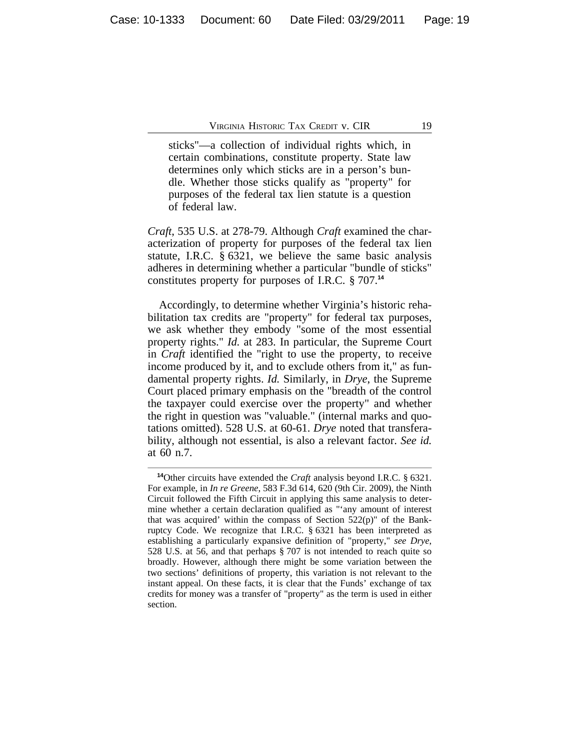> sticks"—a collection of individual rights which, in certain combinations, constitute property. State law determines only which sticks are in a person's bundle. Whether those sticks qualify as "property" for purposes of the federal tax lien statute is a question of federal law.

*Craft*, 535 U.S. at 278-79. Although *Craft* examined the characterization of property for purposes of the federal tax lien statute, I.R.C. § 6321, we believe the same basic analysis adheres in determining whether a particular "bundle of sticks" constitutes property for purposes of I.R.C. § 707.[14]

Accordingly, to determine whether Virginia's historic rehabilitation tax credits are "property" for federal tax purposes, we ask whether they embody "some of the most essential property rights." *Id.* at 283. In particular, the Supreme Court in *Craft* identified the "right to use the property, to receive income produced by it, and to exclude others from it," as fundamental property rights. *Id.* Similarly, in *Drye*, the Supreme Court placed primary emphasis on the "breadth of the control the taxpayer could exercise over the property" and whether the right in question was "valuable." (internal marks and quotations omitted). 528 U.S. at 60-61. *Drye* noted that transferability, although not essential, is also a relevant factor. *See id.* at 60 n.7.

---

[14]Other circuits have extended the *Craft* analysis beyond I.R.C. § 6321. For example, in *In re Greene*, 583 F.3d 614, 620 (9th Cir. 2009), the Ninth Circuit followed the Fifth Circuit in applying this same analysis to determine whether a certain declaration qualified as "'any amount of interest that was acquired' within the compass of Section 522(p)" of the Bankruptcy Code. We recognize that I.R.C. § 6321 has been interpreted as establishing a particularly expansive definition of "property," *see Drye*, 528 U.S. at 56, and that perhaps § 707 is not intended to reach quite so broadly. However, although there might be some variation between the two sections' definitions of property, this variation is not relevant to the instant appeal. On these facts, it is clear that the Funds' exchange of tax credits for money was a transfer of "property" as the term is used in either section.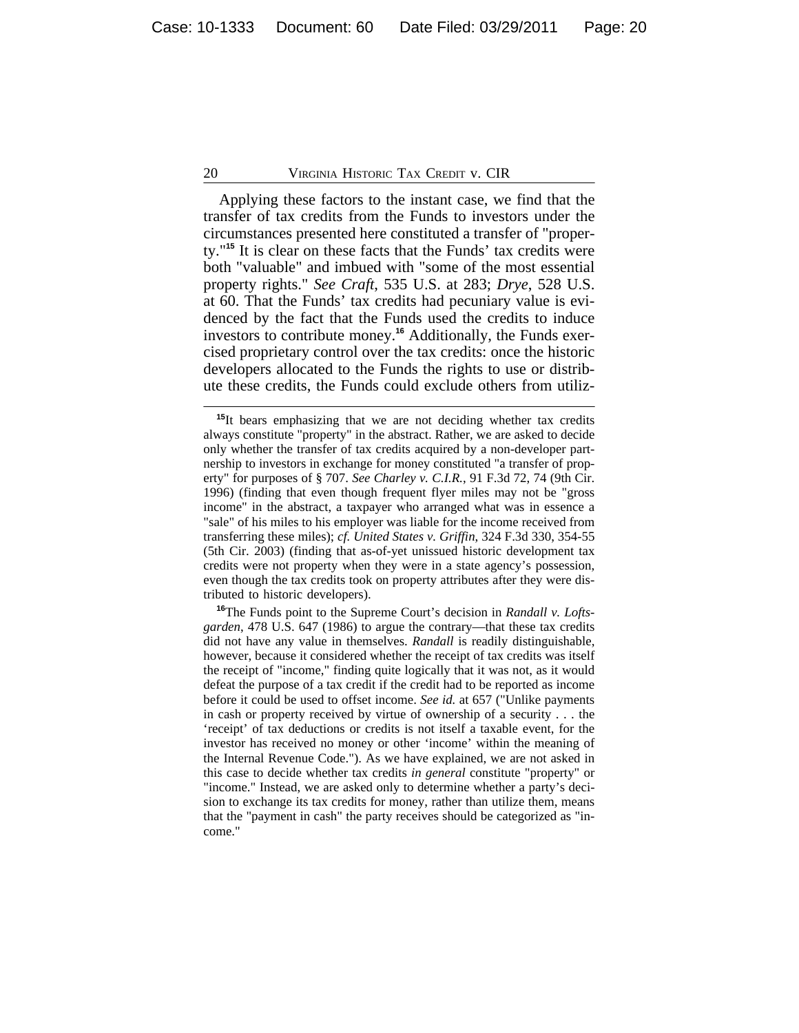Applying these factors to the instant case, we find that the transfer of tax credits from the Funds to investors under the circumstances presented here constituted a transfer of "property."[15] It is clear on these facts that the Funds' tax credits were both "valuable" and imbued with "some of the most essential property rights." *See Craft*, 535 U.S. at 283; *Drye*, 528 U.S. at 60. That the Funds' tax credits had pecuniary value is evidenced by the fact that the Funds used the credits to induce investors to contribute money.[16] Additionally, the Funds exercised proprietary control over the tax credits: once the historic developers allocated to the Funds the rights to use or distribute these credits, the Funds could exclude others from utiliz-

---

[15]It bears emphasizing that we are not deciding whether tax credits always constitute "property" in the abstract. Rather, we are asked to decide only whether the transfer of tax credits acquired by a non-developer partnership to investors in exchange for money constituted "a transfer of property" for purposes of § 707. *See Charley v. C.I.R.*, 91 F.3d 72, 74 (9th Cir. 1996) (finding that even though frequent flyer miles may not be "gross income" in the abstract, a taxpayer who arranged what was in essence a "sale" of his miles to his employer was liable for the income received from transferring these miles); *cf. United States v. Griffin*, 324 F.3d 330, 354-55 (5th Cir. 2003) (finding that as-of-yet unissued historic development tax credits were not property when they were in a state agency's possession, even though the tax credits took on property attributes after they were distributed to historic developers).

[16]The Funds point to the Supreme Court's decision in *Randall v. Loftsgarden*, 478 U.S. 647 (1986) to argue the contrary—that these tax credits did not have any value in themselves. *Randall* is readily distinguishable, however, because it considered whether the receipt of tax credits was itself the receipt of "income," finding quite logically that it was not, as it would defeat the purpose of a tax credit if the credit had to be reported as income before it could be used to offset income. *See id.* at 657 ("Unlike payments in cash or property received by virtue of ownership of a security . . . the 'receipt' of tax deductions or credits is not itself a taxable event, for the investor has received no money or other 'income' within the meaning of the Internal Revenue Code."). As we have explained, we are not asked in this case to decide whether tax credits *in general* constitute "property" or "income." Instead, we are asked only to determine whether a party's decision to exchange its tax credits for money, rather than utilize them, means that the "payment in cash" the party receives should be categorized as "income."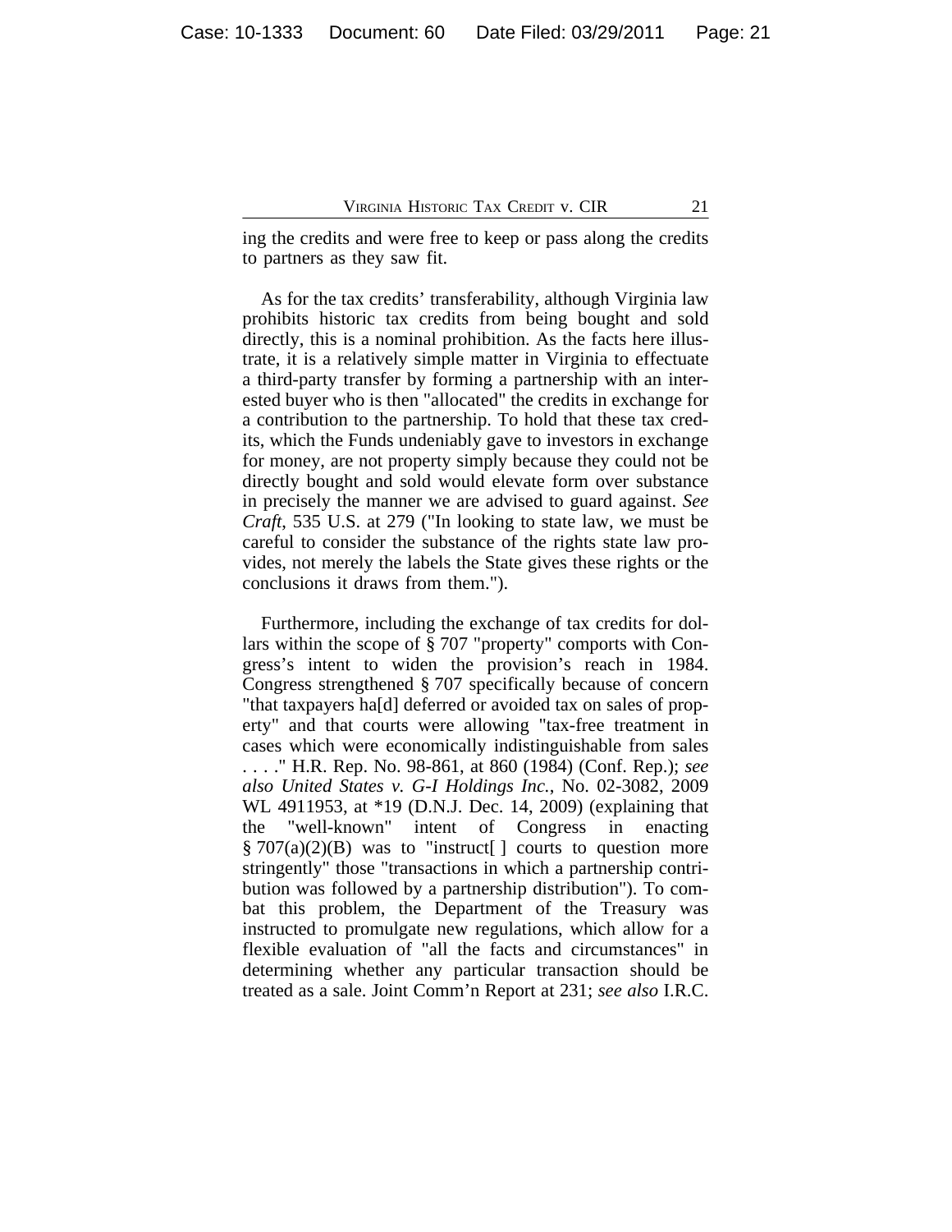ing the credits and were free to keep or pass along the credits to partners as they saw fit.

As for the tax credits' transferability, although Virginia law prohibits historic tax credits from being bought and sold directly, this is a nominal prohibition. As the facts here illustrate, it is a relatively simple matter in Virginia to effectuate a third-party transfer by forming a partnership with an interested buyer who is then "allocated" the credits in exchange for a contribution to the partnership. To hold that these tax credits, which the Funds undeniably gave to investors in exchange for money, are not property simply because they could not be directly bought and sold would elevate form over substance in precisely the manner we are advised to guard against. *See Craft*, 535 U.S. at 279 ("In looking to state law, we must be careful to consider the substance of the rights state law provides, not merely the labels the State gives these rights or the conclusions it draws from them.").

Furthermore, including the exchange of tax credits for dollars within the scope of § 707 "property" comports with Congress's intent to widen the provision's reach in 1984. Congress strengthened § 707 specifically because of concern "that taxpayers ha[d] deferred or avoided tax on sales of property" and that courts were allowing "tax-free treatment in cases which were economically indistinguishable from sales . . . ." H.R. Rep. No. 98-861, at 860 (1984) (Conf. Rep.); *see also United States v. G-I Holdings Inc.*, No. 02-3082, 2009 WL 4911953, at *19 (D.N.J. Dec. 14, 2009) (explaining that the "well-known" intent of Congress in enacting § 707(a)(2)(B) was to "instruct[ ] courts to question more stringently" those "transactions in which a partnership contribution was followed by a partnership distribution"). To combat this problem, the Department of the Treasury was instructed to promulgate new regulations, which allow for a flexible evaluation of "all the facts and circumstances" in determining whether any particular transaction should be treated as a sale. Joint Comm'n Report at 231; *see also* I.R.C.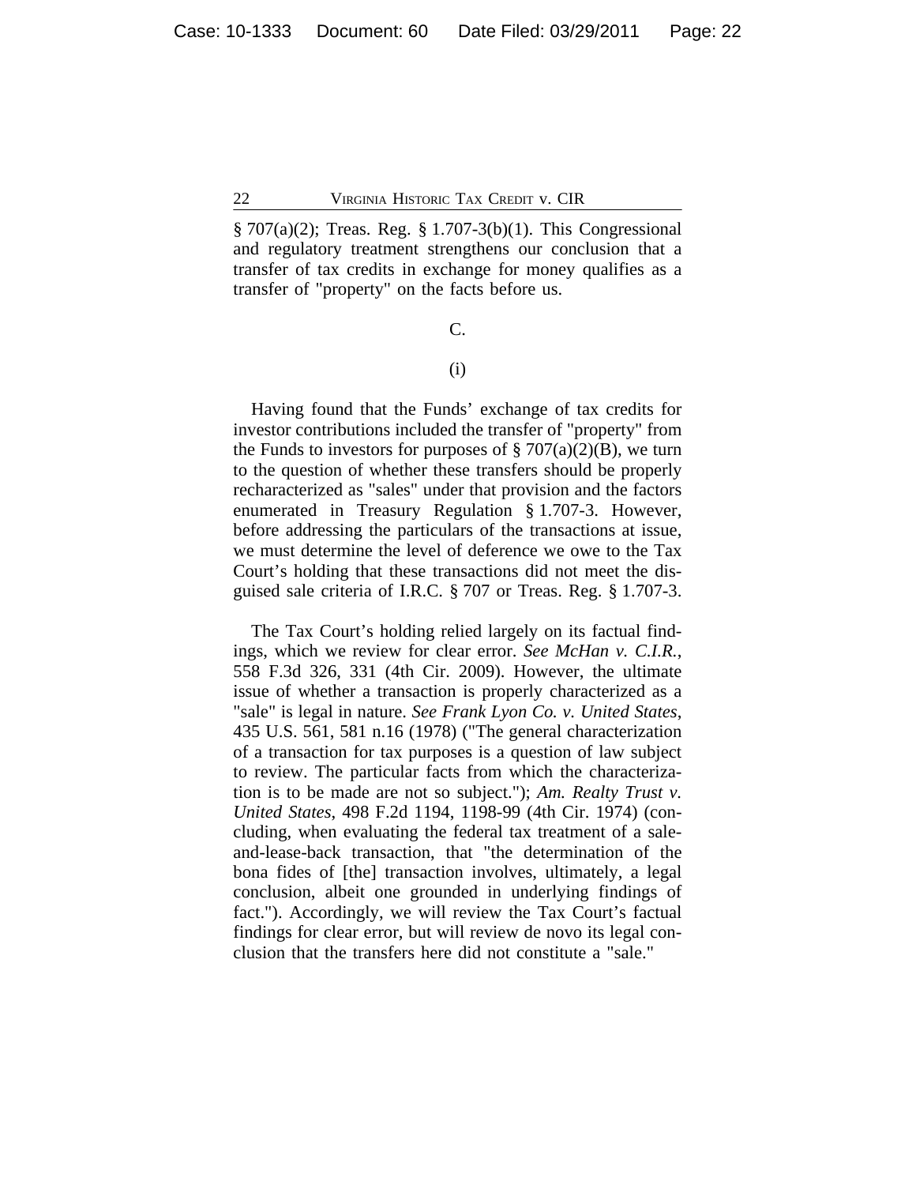§ 707(a)(2); Treas. Reg. § 1.707-3(b)(1). This Congressional and regulatory treatment strengthens our conclusion that a transfer of tax credits in exchange for money qualifies as a transfer of "property" on the facts before us.

C.

(i)

Having found that the Funds' exchange of tax credits for investor contributions included the transfer of "property" from the Funds to investors for purposes of § 707(a)(2)(B), we turn to the question of whether these transfers should be properly recharacterized as "sales" under that provision and the factors enumerated in Treasury Regulation § 1.707-3. However, before addressing the particulars of the transactions at issue, we must determine the level of deference we owe to the Tax Court's holding that these transactions did not meet the disguised sale criteria of I.R.C. § 707 or Treas. Reg. § 1.707-3.

The Tax Court's holding relied largely on its factual findings, which we review for clear error. *See McHan v. C.I.R.*, 558 F.3d 326, 331 (4th Cir. 2009). However, the ultimate issue of whether a transaction is properly characterized as a "sale" is legal in nature. *See Frank Lyon Co. v. United States*, 435 U.S. 561, 581 n.16 (1978) ("The general characterization of a transaction for tax purposes is a question of law subject to review. The particular facts from which the characterization is to be made are not so subject."); *Am. Realty Trust v. United States*, 498 F.2d 1194, 1198-99 (4th Cir. 1974) (concluding, when evaluating the federal tax treatment of a sale-and-lease-back transaction, that "the determination of the bona fides of [the] transaction involves, ultimately, a legal conclusion, albeit one grounded in underlying findings of fact."). Accordingly, we will review the Tax Court's factual findings for clear error, but will review de novo its legal conclusion that the transfers here did not constitute a "sale."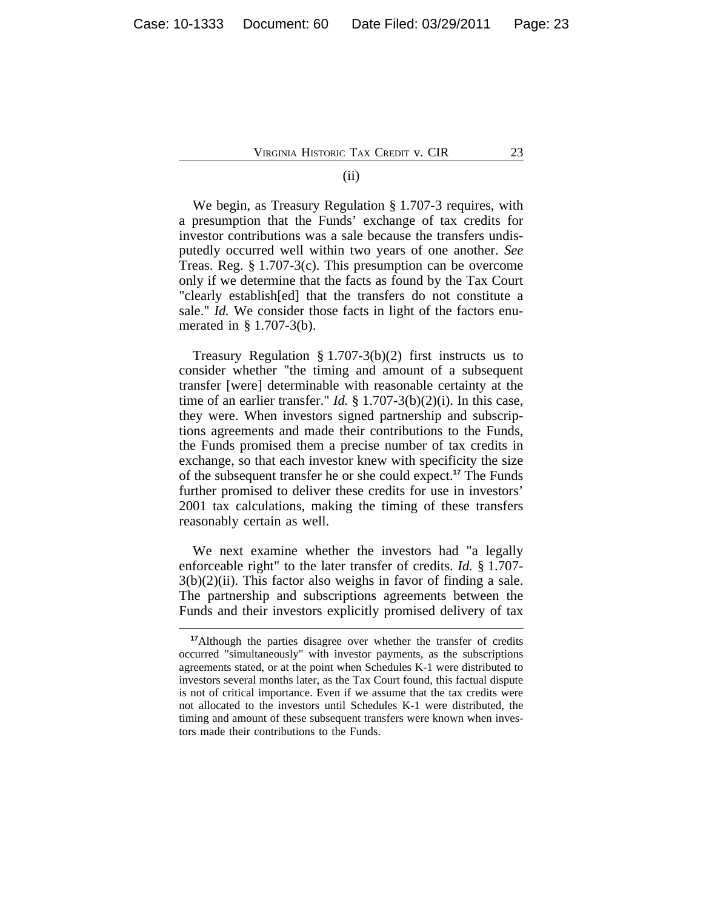(ii)

We begin, as Treasury Regulation § 1.707-3 requires, with a presumption that the Funds' exchange of tax credits for investor contributions was a sale because the transfers undisputedly occurred well within two years of one another. *See* Treas. Reg. § 1.707-3(c). This presumption can be overcome only if we determine that the facts as found by the Tax Court "clearly establish[ed] that the transfers do not constitute a sale." *Id.* We consider those facts in light of the factors enumerated in § 1.707-3(b).

Treasury Regulation § 1.707-3(b)(2) first instructs us to consider whether "the timing and amount of a subsequent transfer [were] determinable with reasonable certainty at the time of an earlier transfer." *Id.* § 1.707-3(b)(2)(i). In this case, they were. When investors signed partnership and subscriptions agreements and made their contributions to the Funds, the Funds promised them a precise number of tax credits in exchange, so that each investor knew with specificity the size of the subsequent transfer he or she could expect.[17] The Funds further promised to deliver these credits for use in investors' 2001 tax calculations, making the timing of these transfers reasonably certain as well.

We next examine whether the investors had "a legally enforceable right" to the later transfer of credits. *Id.* § 1.707-3(b)(2)(ii). This factor also weighs in favor of finding a sale. The partnership and subscriptions agreements between the Funds and their investors explicitly promised delivery of tax

---

[17] Although the parties disagree over whether the transfer of credits occurred "simultaneously" with investor payments, as the subscriptions agreements stated, or at the point when Schedules K-1 were distributed to investors several months later, as the Tax Court found, this factual dispute is not of critical importance. Even if we assume that the tax credits were not allocated to the investors until Schedules K-1 were distributed, the timing and amount of these subsequent transfers were known when investors made their contributions to the Funds.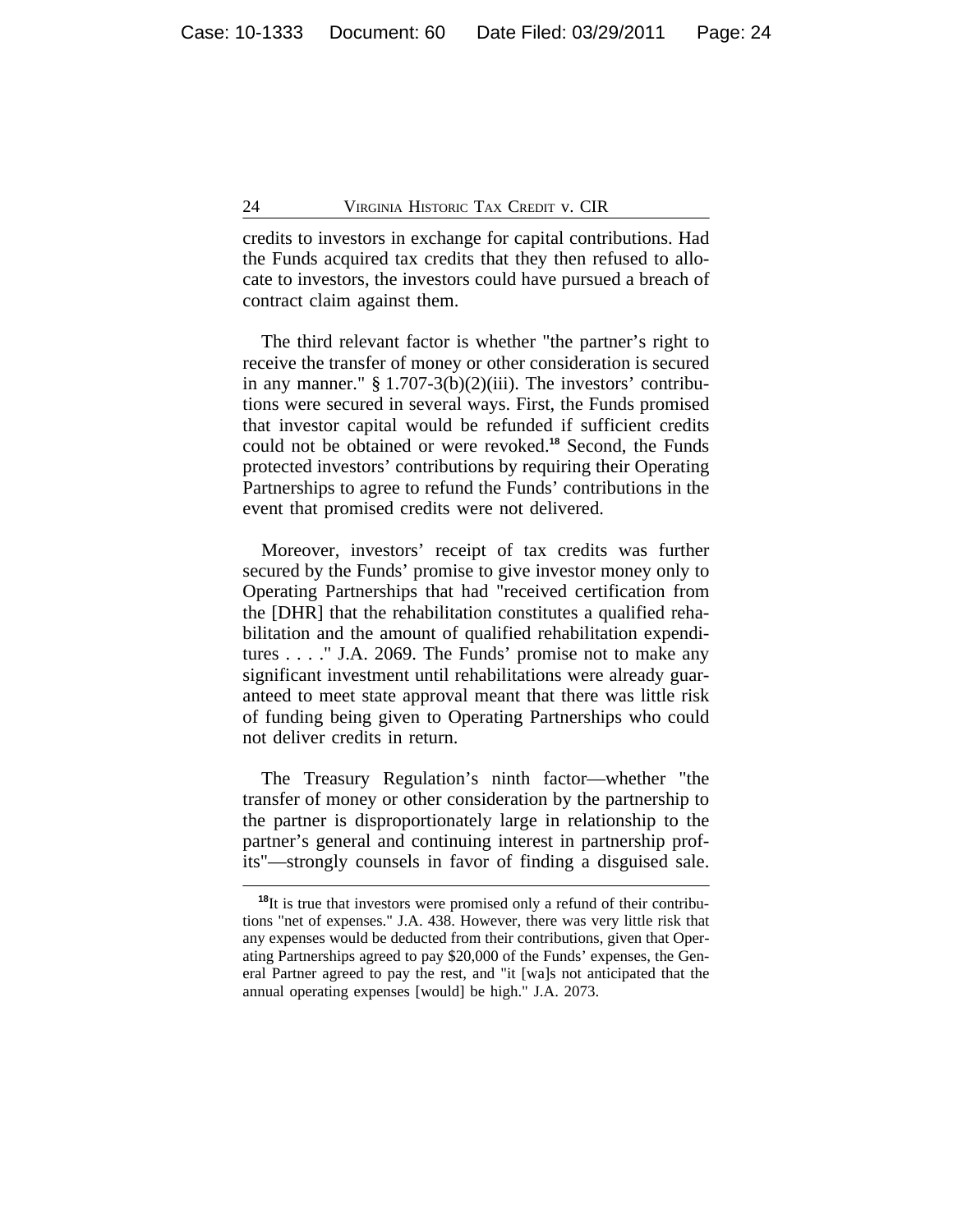credits to investors in exchange for capital contributions. Had the Funds acquired tax credits that they then refused to allocate to investors, the investors could have pursued a breach of contract claim against them.

The third relevant factor is whether "the partner's right to receive the transfer of money or other consideration is secured in any manner." § 1.707-3(b)(2)(iii). The investors' contributions were secured in several ways. First, the Funds promised that investor capital would be refunded if sufficient credits could not be obtained or were revoked.[18] Second, the Funds protected investors' contributions by requiring their Operating Partnerships to agree to refund the Funds' contributions in the event that promised credits were not delivered.

Moreover, investors' receipt of tax credits was further secured by the Funds' promise to give investor money only to Operating Partnerships that had "received certification from the [DHR] that the rehabilitation constitutes a qualified rehabilitation and the amount of qualified rehabilitation expenditures . . . ." J.A. 2069. The Funds' promise not to make any significant investment until rehabilitations were already guaranteed to meet state approval meant that there was little risk of funding being given to Operating Partnerships who could not deliver credits in return.

The Treasury Regulation's ninth factor—whether "the transfer of money or other consideration by the partnership to the partner is disproportionately large in relationship to the partner's general and continuing interest in partnership profits"—strongly counsels in favor of finding a disguised sale.

[18] It is true that investors were promised only a refund of their contributions "net of expenses." J.A. 438. However, there was very little risk that any expenses would be deducted from their contributions, given that Operating Partnerships agreed to pay $20,000 of the Funds' expenses, the General Partner agreed to pay the rest, and "it [wa]s not anticipated that the annual operating expenses [would] be high." J.A. 2073.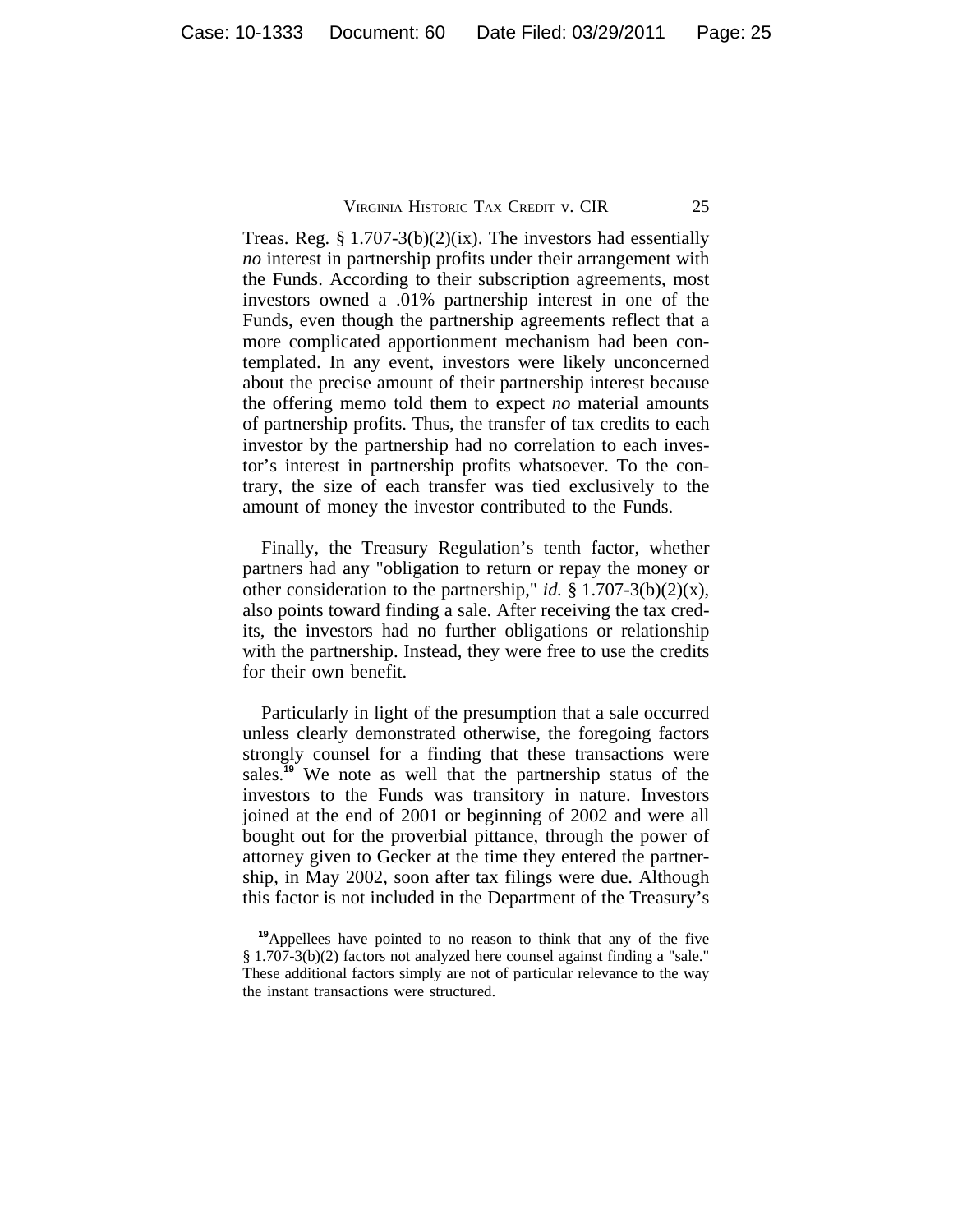Treas. Reg. § 1.707-3(b)(2)(ix). The investors had essentially *no* interest in partnership profits under their arrangement with the Funds. According to their subscription agreements, most investors owned a .01% partnership interest in one of the Funds, even though the partnership agreements reflect that a more complicated apportionment mechanism had been contemplated. In any event, investors were likely unconcerned about the precise amount of their partnership interest because the offering memo told them to expect *no* material amounts of partnership profits. Thus, the transfer of tax credits to each investor by the partnership had no correlation to each investor's interest in partnership profits whatsoever. To the contrary, the size of each transfer was tied exclusively to the amount of money the investor contributed to the Funds.

Finally, the Treasury Regulation's tenth factor, whether partners had any "obligation to return or repay the money or other consideration to the partnership," *id.* § 1.707-3(b)(2)(x), also points toward finding a sale. After receiving the tax credits, the investors had no further obligations or relationship with the partnership. Instead, they were free to use the credits for their own benefit.

Particularly in light of the presumption that a sale occurred unless clearly demonstrated otherwise, the foregoing factors strongly counsel for a finding that these transactions were sales.[19] We note as well that the partnership status of the investors to the Funds was transitory in nature. Investors joined at the end of 2001 or beginning of 2002 and were all bought out for the proverbial pittance, through the power of attorney given to Gecker at the time they entered the partnership, in May 2002, soon after tax filings were due. Although this factor is not included in the Department of the Treasury's

[19] Appellees have pointed to no reason to think that any of the five § 1.707-3(b)(2) factors not analyzed here counsel against finding a "sale." These additional factors simply are not of particular relevance to the way the instant transactions were structured.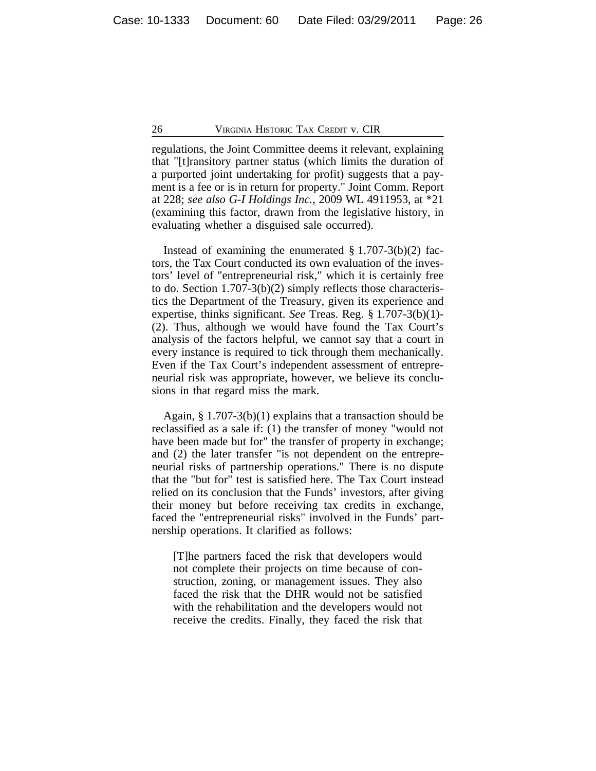regulations, the Joint Committee deems it relevant, explaining that "[t]ransitory partner status (which limits the duration of a purported joint undertaking for profit) suggests that a payment is a fee or is in return for property." Joint Comm. Report at 228; *see also G-I Holdings Inc.*, 2009 WL 4911953, at *21 (examining this factor, drawn from the legislative history, in evaluating whether a disguised sale occurred).

Instead of examining the enumerated § 1.707-3(b)(2) factors, the Tax Court conducted its own evaluation of the investors' level of "entrepreneurial risk," which it is certainly free to do. Section 1.707-3(b)(2) simply reflects those characteristics the Department of the Treasury, given its experience and expertise, thinks significant. *See* Treas. Reg. § 1.707-3(b)(1)-(2). Thus, although we would have found the Tax Court's analysis of the factors helpful, we cannot say that a court in every instance is required to tick through them mechanically. Even if the Tax Court's independent assessment of entrepreneurial risk was appropriate, however, we believe its conclusions in that regard miss the mark.

Again, § 1.707-3(b)(1) explains that a transaction should be reclassified as a sale if: (1) the transfer of money "would not have been made but for" the transfer of property in exchange; and (2) the later transfer "is not dependent on the entrepreneurial risks of partnership operations." There is no dispute that the "but for" test is satisfied here. The Tax Court instead relied on its conclusion that the Funds' investors, after giving their money but before receiving tax credits in exchange, faced the "entrepreneurial risks" involved in the Funds' partnership operations. It clarified as follows:

> [T]he partners faced the risk that developers would not complete their projects on time because of construction, zoning, or management issues. They also faced the risk that the DHR would not be satisfied with the rehabilitation and the developers would not receive the credits. Finally, they faced the risk that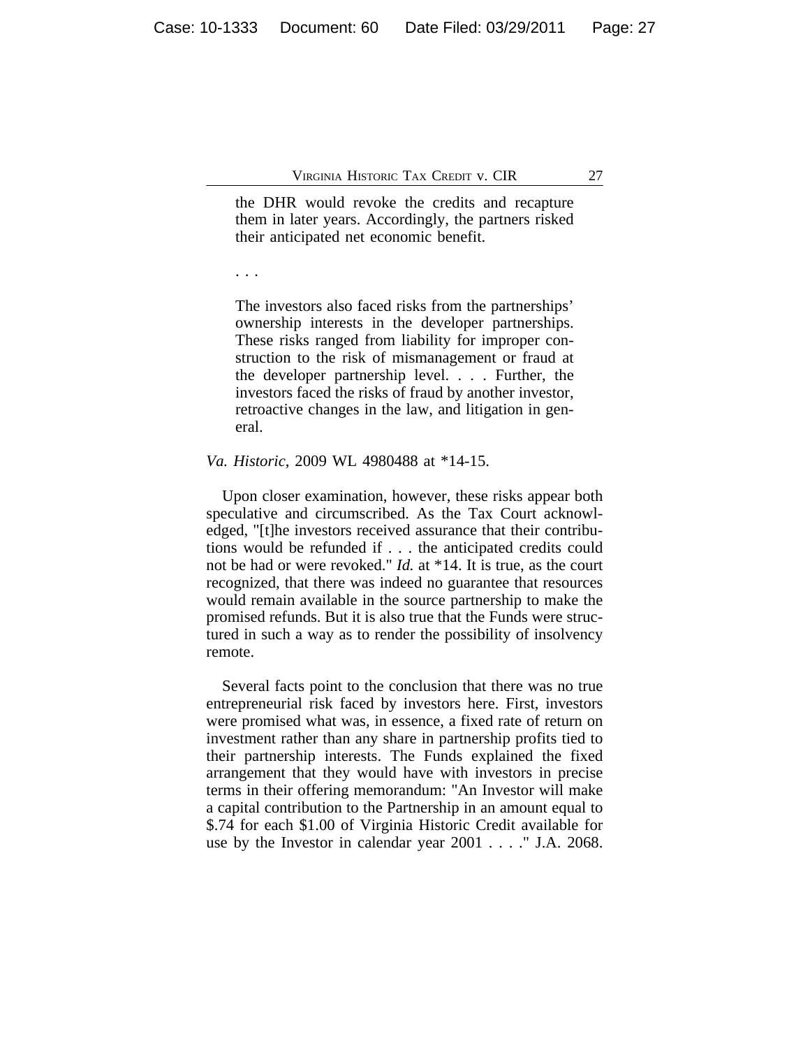> the DHR would revoke the credits and recapture them in later years. Accordingly, the partners risked their anticipated net economic benefit.
>
> . . .
>
> The investors also faced risks from the partnerships' ownership interests in the developer partnerships. These risks ranged from liability for improper construction to the risk of mismanagement or fraud at the developer partnership level. . . . Further, the investors faced the risks of fraud by another investor, retroactive changes in the law, and litigation in general.

*Va. Historic*, 2009 WL 4980488 at *14-15.

Upon closer examination, however, these risks appear both speculative and circumscribed. As the Tax Court acknowledged, "[t]he investors received assurance that their contributions would be refunded if . . . the anticipated credits could not be had or were revoked." *Id.* at *14. It is true, as the court recognized, that there was indeed no guarantee that resources would remain available in the source partnership to make the promised refunds. But it is also true that the Funds were structured in such a way as to render the possibility of insolvency remote.

Several facts point to the conclusion that there was no true entrepreneurial risk faced by investors here. First, investors were promised what was, in essence, a fixed rate of return on investment rather than any share in partnership profits tied to their partnership interests. The Funds explained the fixed arrangement that they would have with investors in precise terms in their offering memorandum: "An Investor will make a capital contribution to the Partnership in an amount equal to $.74 for each $1.00 of Virginia Historic Credit available for use by the Investor in calendar year 2001 . . . ." J.A. 2068.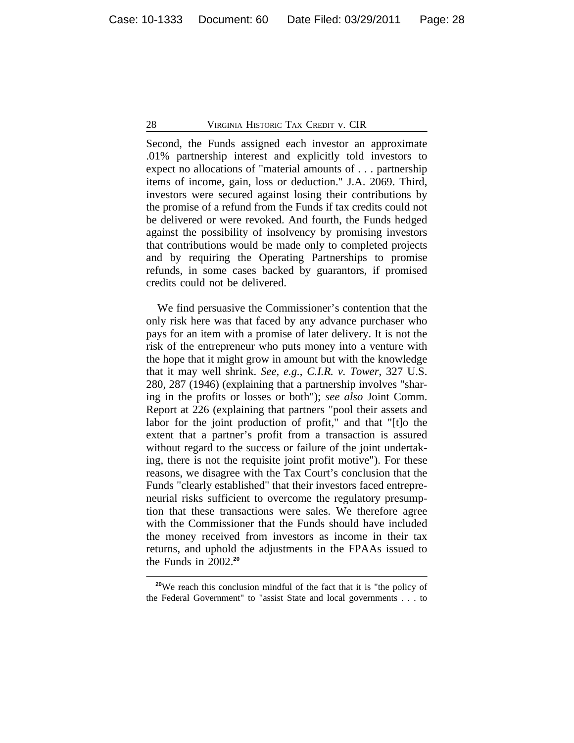Second, the Funds assigned each investor an approximate .01% partnership interest and explicitly told investors to expect no allocations of "material amounts of . . . partnership items of income, gain, loss or deduction." J.A. 2069. Third, investors were secured against losing their contributions by the promise of a refund from the Funds if tax credits could not be delivered or were revoked. And fourth, the Funds hedged against the possibility of insolvency by promising investors that contributions would be made only to completed projects and by requiring the Operating Partnerships to promise refunds, in some cases backed by guarantors, if promised credits could not be delivered.

We find persuasive the Commissioner's contention that the only risk here was that faced by any advance purchaser who pays for an item with a promise of later delivery. It is not the risk of the entrepreneur who puts money into a venture with the hope that it might grow in amount but with the knowledge that it may well shrink. *See, e.g.*, *C.I.R. v. Tower*, 327 U.S. 280, 287 (1946) (explaining that a partnership involves "sharing in the profits or losses or both"); *see also* Joint Comm. Report at 226 (explaining that partners "pool their assets and labor for the joint production of profit," and that "[t]o the extent that a partner's profit from a transaction is assured without regard to the success or failure of the joint undertaking, there is not the requisite joint profit motive"). For these reasons, we disagree with the Tax Court's conclusion that the Funds "clearly established" that their investors faced entrepreneurial risks sufficient to overcome the regulatory presumption that these transactions were sales. We therefore agree with the Commissioner that the Funds should have included the money received from investors as income in their tax returns, and uphold the adjustments in the FPAAs issued to the Funds in 2002.[20]

---

[20]We reach this conclusion mindful of the fact that it is "the policy of the Federal Government" to "assist State and local governments . . . to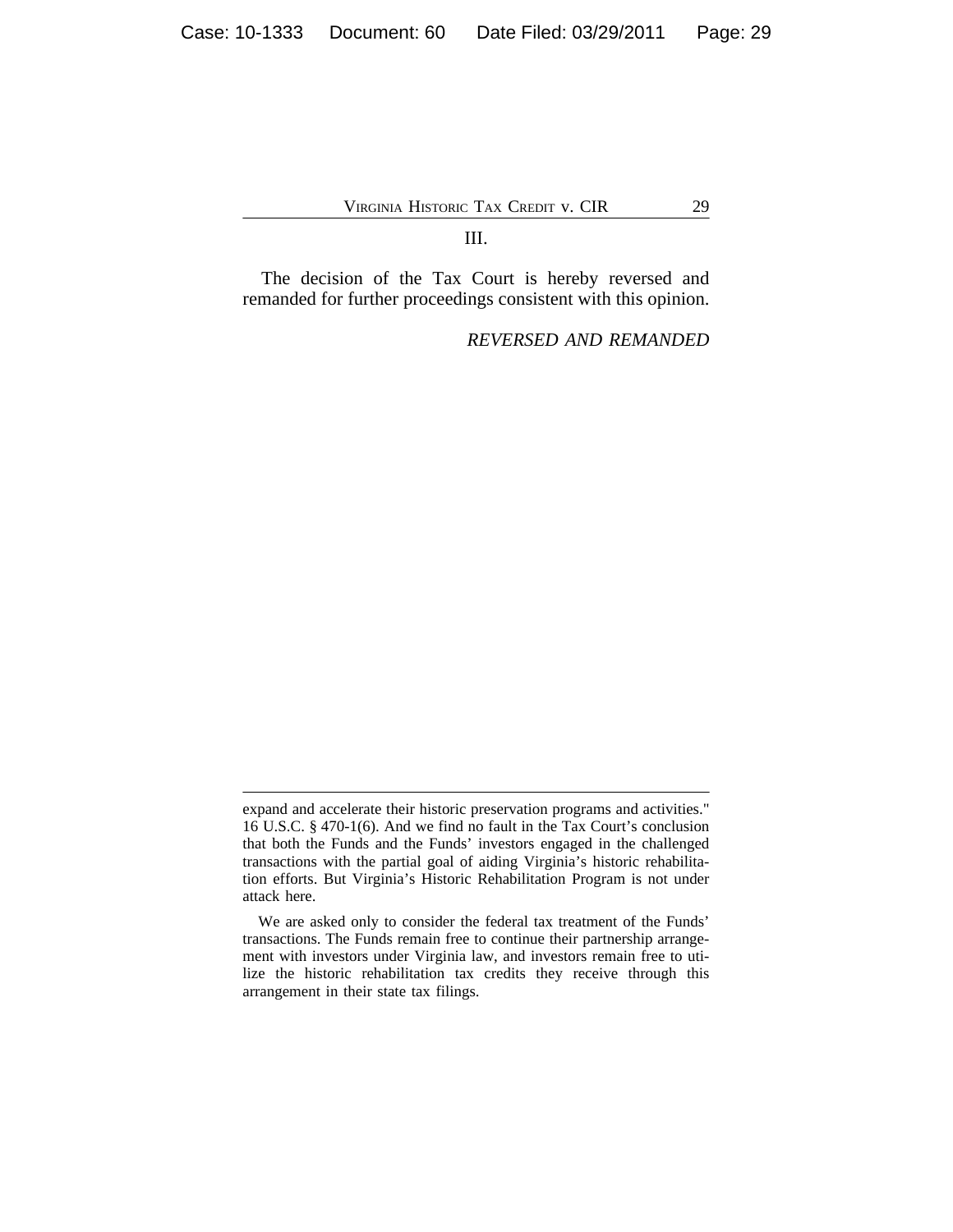## III.

The decision of the Tax Court is hereby reversed and remanded for further proceedings consistent with this opinion.

*REVERSED AND REMANDED*

---

expand and accelerate their historic preservation programs and activities." 16 U.S.C. § 470-1(6). And we find no fault in the Tax Court's conclusion that both the Funds and the Funds' investors engaged in the challenged transactions with the partial goal of aiding Virginia's historic rehabilitation efforts. But Virginia's Historic Rehabilitation Program is not under attack here.

We are asked only to consider the federal tax treatment of the Funds' transactions. The Funds remain free to continue their partnership arrangement with investors under Virginia law, and investors remain free to utilize the historic rehabilitation tax credits they receive through this arrangement in their state tax filings.